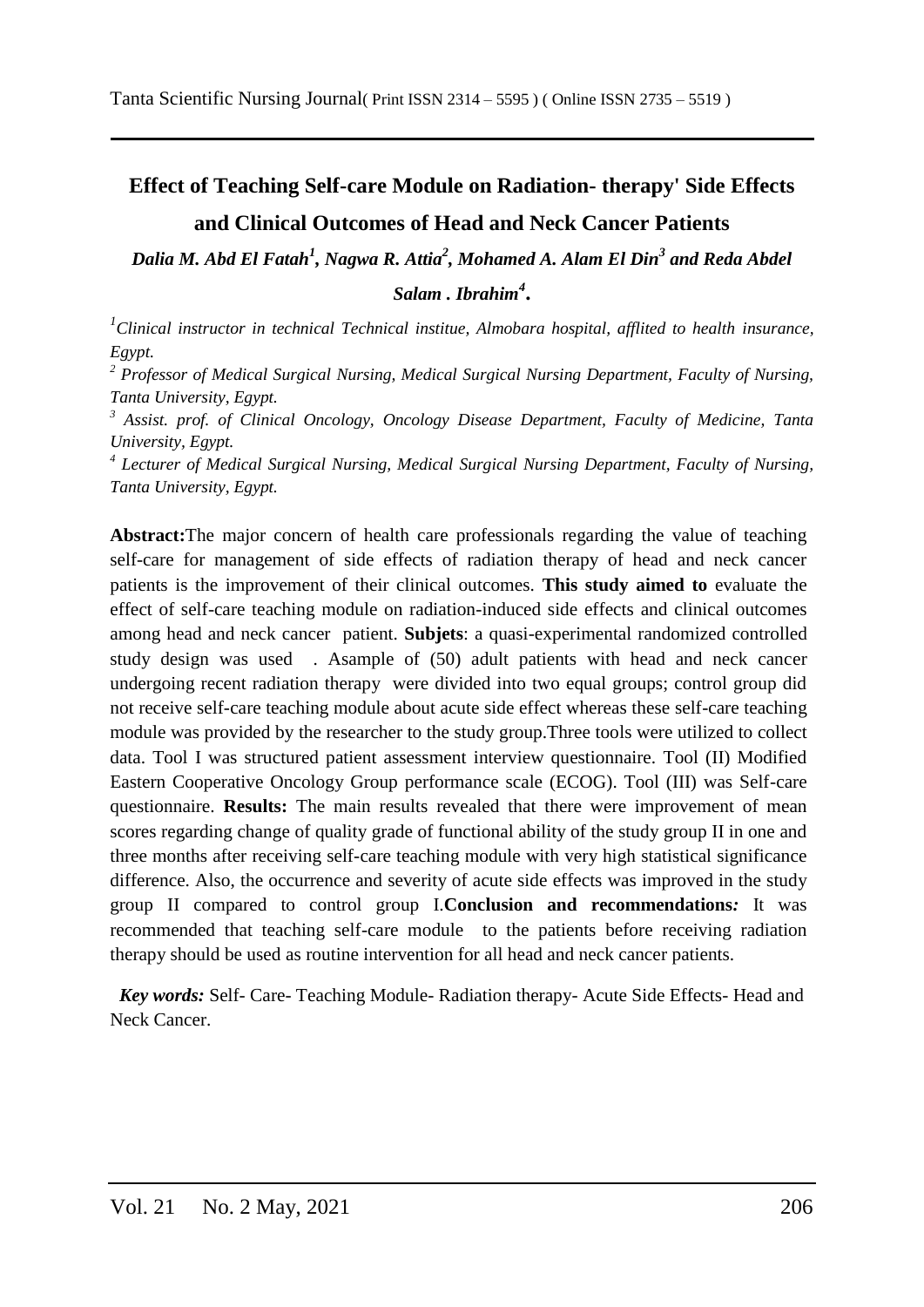# Effect of Teaching Self-care Module on Radiation- therapy' Side Effects and Clinical Outcomes of Head and Neck Cancer Patients

***Dalia M. Abd El Fatah[1], Nagwa R. Attia[2], Mohamed A. Alam El Din[3] and Reda Abdel Salam . Ibrahim[4].***

*[1]Clinical instructor in technical Technical institue, Almobara hospital, afflited to health insurance, Egypt.*

*[2] Professor of Medical Surgical Nursing, Medical Surgical Nursing Department, Faculty of Nursing, Tanta University, Egypt.*

*[3] Assist. prof. of Clinical Oncology, Oncology Disease Department, Faculty of Medicine, Tanta University, Egypt.*

*[4] Lecturer of Medical Surgical Nursing, Medical Surgical Nursing Department, Faculty of Nursing, Tanta University, Egypt.*

**Abstract:**The major concern of health care professionals regarding the value of teaching self-care for management of side effects of radiation therapy of head and neck cancer patients is the improvement of their clinical outcomes. **This study aimed to** evaluate the effect of self-care teaching module on radiation-induced side effects and clinical outcomes among head and neck cancer patient. **Subjets**: a quasi-experimental randomized controlled study design was used . Asample of (50) adult patients with head and neck cancer undergoing recent radiation therapy were divided into two equal groups; control group did not receive self-care teaching module about acute side effect whereas these self-care teaching module was provided by the researcher to the study group.Three tools were utilized to collect data. Tool I was structured patient assessment interview questionnaire. Tool (II) Modified Eastern Cooperative Oncology Group performance scale (ECOG). Tool (III) was Self-care questionnaire. **Results:** The main results revealed that there were improvement of mean scores regarding change of quality grade of functional ability of the study group II in one and three months after receiving self-care teaching module with very high statistical significance difference. Also, the occurrence and severity of acute side effects was improved in the study group II compared to control group I.**Conclusion and recommendations*:*** It was recommended that teaching self-care module to the patients before receiving radiation therapy should be used as routine intervention for all head and neck cancer patients.

***Key words:*** Self- Care- Teaching Module- Radiation therapy- Acute Side Effects- Head and Neck Cancer.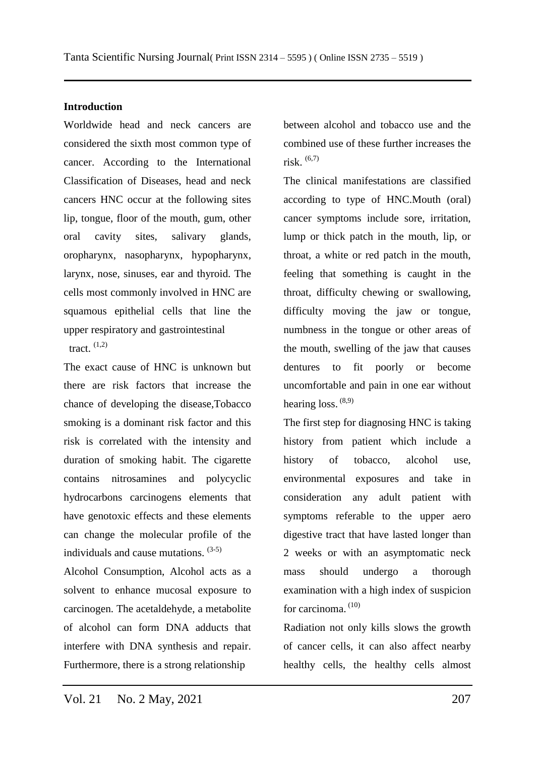**Introduction**

Worldwide head and neck cancers are considered the sixth most common type of cancer. According to the International Classification of Diseases, head and neck cancers HNC occur at the following sites lip, tongue, floor of the mouth, gum, other oral cavity sites, salivary glands, oropharynx, nasopharynx, hypopharynx, larynx, nose, sinuses, ear and thyroid. The cells most commonly involved in HNC are squamous epithelial cells that line the upper respiratory and gastrointestinal tract. [1,2]

The exact cause of HNC is unknown but there are risk factors that increase the chance of developing the disease,Tobacco smoking is a dominant risk factor and this risk is correlated with the intensity and duration of smoking habit. The cigarette contains nitrosamines and polycyclic hydrocarbons carcinogens elements that have genotoxic effects and these elements can change the molecular profile of the individuals and cause mutations. [3-5]

Alcohol Consumption, Alcohol acts as a solvent to enhance mucosal exposure to carcinogen. The acetaldehyde, a metabolite of alcohol can form DNA adducts that interfere with DNA synthesis and repair. Furthermore, there is a strong relationship between alcohol and tobacco use and the combined use of these further increases the risk. [6,7]

The clinical manifestations are classified according to type of HNC.Mouth (oral) cancer symptoms include sore, irritation, lump or thick patch in the mouth, lip, or throat, a white or red patch in the mouth, feeling that something is caught in the throat, difficulty chewing or swallowing, difficulty moving the jaw or tongue, numbness in the tongue or other areas of the mouth, swelling of the jaw that causes dentures to fit poorly or become uncomfortable and pain in one ear without hearing loss. [8,9]

The first step for diagnosing HNC is taking history from patient which include a history of tobacco, alcohol use, environmental exposures and take in consideration any adult patient with symptoms referable to the upper aero digestive tract that have lasted longer than 2 weeks or with an asymptomatic neck mass should undergo a thorough examination with a high index of suspicion for carcinoma. [10]

Radiation not only kills slows the growth of cancer cells, it can also affect nearby healthy cells, the healthy cells almost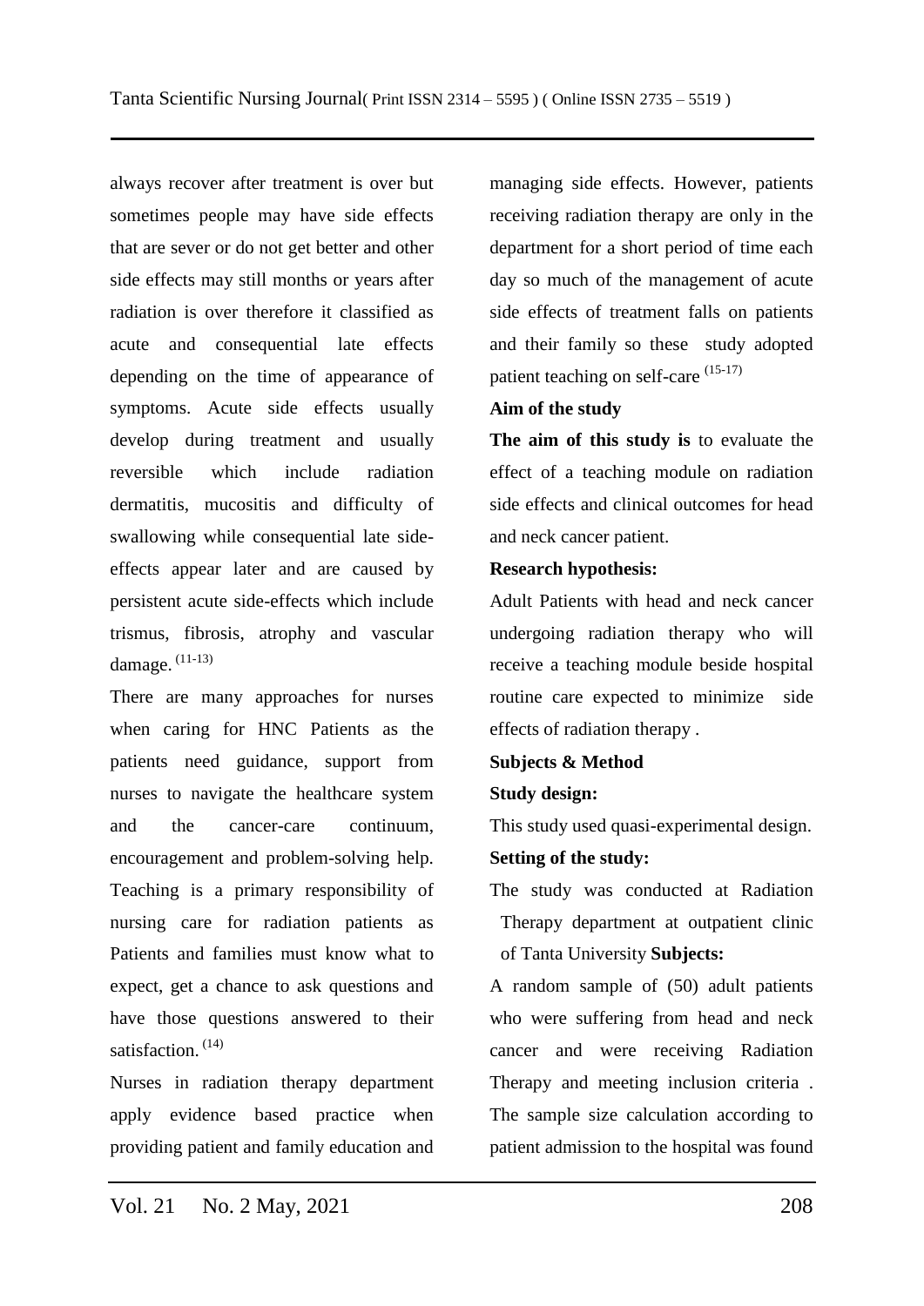always recover after treatment is over but sometimes people may have side effects that are sever or do not get better and other side effects may still months or years after radiation is over therefore it classified as acute and consequential late effects depending on the time of appearance of symptoms. Acute side effects usually develop during treatment and usually reversible which include radiation dermatitis, mucositis and difficulty of swallowing while consequential late side-effects appear later and are caused by persistent acute side-effects which include trismus, fibrosis, atrophy and vascular damage. (11-13)

There are many approaches for nurses when caring for HNC Patients as the patients need guidance, support from nurses to navigate the healthcare system and the cancer-care continuum, encouragement and problem-solving help. Teaching is a primary responsibility of nursing care for radiation patients as Patients and families must know what to expect, get a chance to ask questions and have those questions answered to their satisfaction. (14)

Nurses in radiation therapy department apply evidence based practice when providing patient and family education and managing side effects. However, patients receiving radiation therapy are only in the department for a short period of time each day so much of the management of acute side effects of treatment falls on patients and their family so these study adopted patient teaching on self-care (15-17)

**Aim of the study**

**The aim of this study is** to evaluate the effect of a teaching module on radiation side effects and clinical outcomes for head and neck cancer patient.

**Research hypothesis:**

Adult Patients with head and neck cancer undergoing radiation therapy who will receive a teaching module beside hospital routine care expected to minimize side effects of radiation therapy .

**Subjects & Method**

**Study design:**

This study used quasi-experimental design.

**Setting of the study:**

The study was conducted at Radiation Therapy department at outpatient clinic of Tanta University

**Subjects:**

A random sample of (50) adult patients who were suffering from head and neck cancer and were receiving Radiation Therapy and meeting inclusion criteria . The sample size calculation according to patient admission to the hospital was found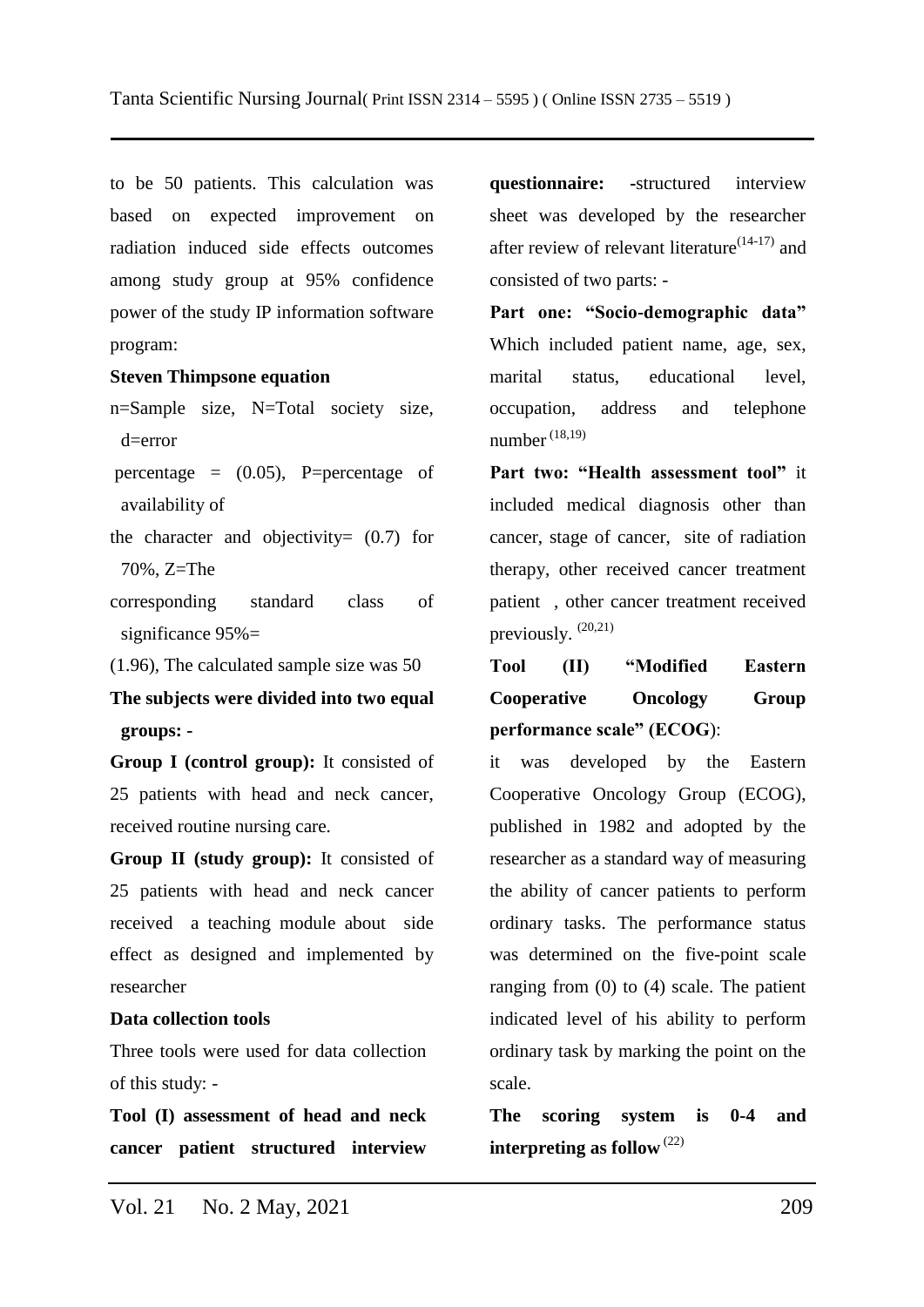to be 50 patients. This calculation was based on expected improvement on radiation induced side effects outcomes among study group at 95% confidence power of the study IP information software program:

**Steven Thimpsone equation**

n=Sample size, N=Total society size, d=error

percentage = (0.05), P=percentage of availability of

the character and objectivity= (0.7) for 70%, Z=The

corresponding standard class of significance 95%=

(1.96), The calculated sample size was 50

**The subjects were divided into two equal groups: -**

**Group I (control group):** It consisted of 25 patients with head and neck cancer, received routine nursing care.

**Group II (study group):** It consisted of 25 patients with head and neck cancer received a teaching module about side effect as designed and implemented by researcher

**Data collection tools**

Three tools were used for data collection of this study: -

**Tool (I) assessment of head and neck cancer patient structured interview questionnaire:** -structured interview sheet was developed by the researcher after review of relevant literature[14-17] and consisted of two parts: -

**Part one: "Socio-demographic data"** Which included patient name, age, sex, marital status, educational level, occupation, address and telephone number [18,19]

**Part two: "Health assessment tool"** it included medical diagnosis other than cancer, stage of cancer, site of radiation therapy, other received cancer treatment patient , other cancer treatment received previously. [20,21]

**Tool (II) "Modified Eastern Cooperative Oncology Group performance scale" (ECOG)**:

it was developed by the Eastern Cooperative Oncology Group (ECOG), published in 1982 and adopted by the researcher as a standard way of measuring the ability of cancer patients to perform ordinary tasks. The performance status was determined on the five-point scale ranging from (0) to (4) scale. The patient indicated level of his ability to perform ordinary task by marking the point on the scale.

**The scoring system is 0-4 and interpreting as follow** [22]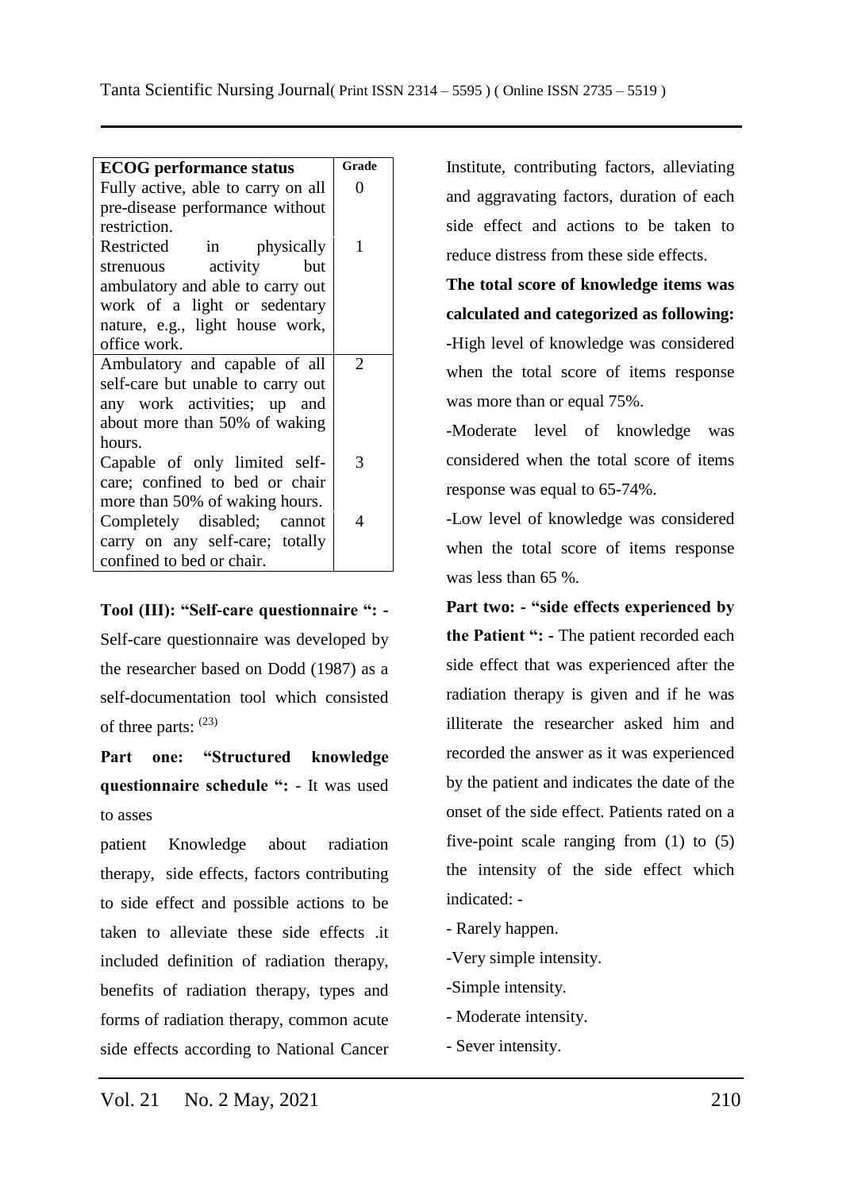| ECOG performance status | Grade |
|---|---|
| Fully active, able to carry on all pre-disease performance without restriction. | 0 |
| Restricted in physically strenuous activity but ambulatory and able to carry out work of a light or sedentary nature, e.g., light house work, office work. | 1 |
| Ambulatory and capable of all self-care but unable to carry out any work activities; up and about more than 50% of waking hours. | 2 |
| Capable of only limited self-care; confined to bed or chair more than 50% of waking hours. | 3 |
| Completely disabled; cannot carry on any self-care; totally confined to bed or chair. | 4 |

**Tool (III): "Self-care questionnaire ": -** Self-care questionnaire was developed by the researcher based on Dodd (1987) as a self-documentation tool which consisted of three parts: [23]

**Part one: "Structured knowledge questionnaire schedule ":** - It was used to asses

patient Knowledge about radiation therapy, side effects, factors contributing to side effect and possible actions to be taken to alleviate these side effects .it included definition of radiation therapy, benefits of radiation therapy, types and forms of radiation therapy, common acute side effects according to National Cancer Institute, contributing factors, alleviating and aggravating factors, duration of each side effect and actions to be taken to reduce distress from these side effects.

**The total score of knowledge items was calculated and categorized as following:**

-High level of knowledge was considered when the total score of items response was more than or equal 75%.

-Moderate level of knowledge was considered when the total score of items response was equal to 65-74%.

-Low level of knowledge was considered when the total score of items response was less than 65 %.

**Part two: - "side effects experienced by the Patient ": -** The patient recorded each side effect that was experienced after the radiation therapy is given and if he was illiterate the researcher asked him and recorded the answer as it was experienced by the patient and indicates the date of the onset of the side effect. Patients rated on a five-point scale ranging from (1) to (5) the intensity of the side effect which indicated: -

- Rarely happen.
- Very simple intensity.
- Simple intensity.
- Moderate intensity.
- Sever intensity.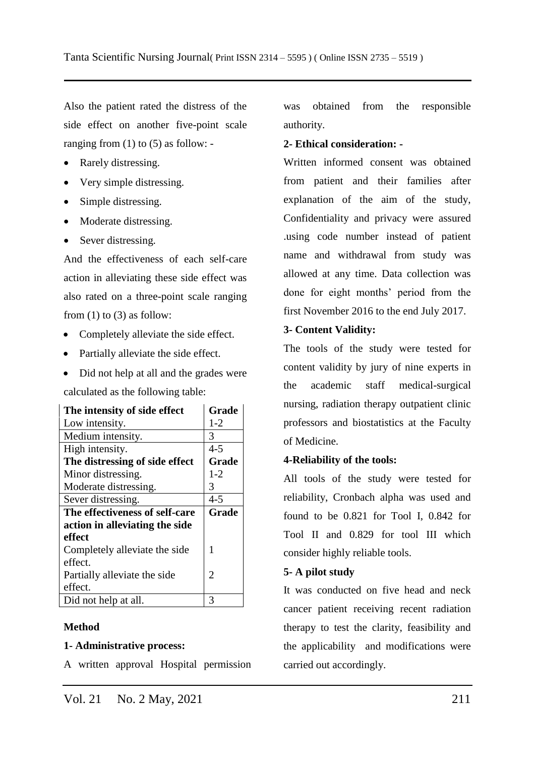Also the patient rated the distress of the side effect on another five-point scale ranging from (1) to (5) as follow: -

- Rarely distressing.
- Very simple distressing.
- Simple distressing.
- Moderate distressing.
- Sever distressing.

And the effectiveness of each self-care action in alleviating these side effect was also rated on a three-point scale ranging from (1) to (3) as follow:

- Completely alleviate the side effect.
- Partially alleviate the side effect.
- Did not help at all and the grades were calculated as the following table:

| **The intensity of side effect** | **Grade** |
|---|---|
| Low intensity. | 1-2 |
| Medium intensity. | 3 |
| High intensity. | 4-5 |
| **The distressing of side effect** | **Grade** |
| Minor distressing. | 1-2 |
| Moderate distressing. | 3 |
| Sever distressing. | 4-5 |
| **The effectiveness of self-care action in alleviating the side effect** | **Grade** |
| Completely alleviate the side effect. | 1 |
| Partially alleviate the side effect. | 2 |
| Did not help at all. | 3 |

**Method**

**1- Administrative process:**

A written approval Hospital permission was obtained from the responsible authority.

**2- Ethical consideration: -**

Written informed consent was obtained from patient and their families after explanation of the aim of the study, Confidentiality and privacy were assured .using code number instead of patient name and withdrawal from study was allowed at any time. Data collection was done for eight months' period from the first November 2016 to the end July 2017.

**3- Content Validity:**

The tools of the study were tested for content validity by jury of nine experts in the academic staff medical-surgical nursing, radiation therapy outpatient clinic professors and biostatistics at the Faculty of Medicine.

**4-Reliability of the tools:**

All tools of the study were tested for reliability, Cronbach alpha was used and found to be 0.821 for Tool I, 0.842 for Tool II and 0.829 for tool III which consider highly reliable tools.

**5- A pilot study**

It was conducted on five head and neck cancer patient receiving recent radiation therapy to test the clarity, feasibility and the applicability and modifications were carried out accordingly.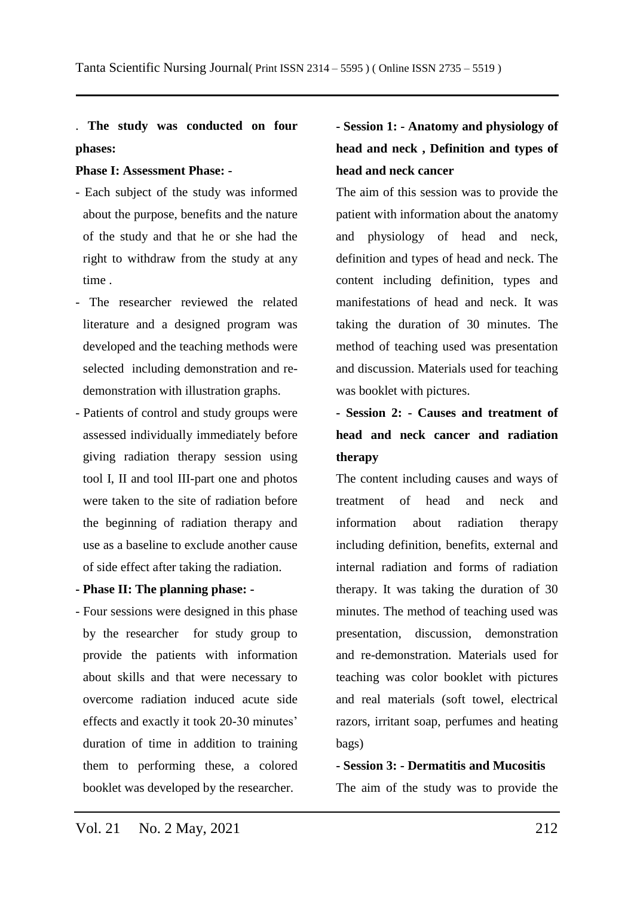. **The study was conducted on four phases:**

**Phase I: Assessment Phase: -**

- Each subject of the study was informed about the purpose, benefits and the nature of the study and that he or she had the right to withdraw from the study at any time .
- The researcher reviewed the related literature and a designed program was developed and the teaching methods were selected including demonstration and re-demonstration with illustration graphs.
- Patients of control and study groups were assessed individually immediately before giving radiation therapy session using tool I, II and tool III-part one and photos were taken to the site of radiation before the beginning of radiation therapy and use as a baseline to exclude another cause of side effect after taking the radiation.

**- Phase II: The planning phase: -**

- Four sessions were designed in this phase by the researcher for study group to provide the patients with information about skills and that were necessary to overcome radiation induced acute side effects and exactly it took 20-30 minutes' duration of time in addition to training them to performing these, a colored booklet was developed by the researcher.

**- Session 1: - Anatomy and physiology of head and neck , Definition and types of head and neck cancer**

The aim of this session was to provide the patient with information about the anatomy and physiology of head and neck, definition and types of head and neck. The content including definition, types and manifestations of head and neck. It was taking the duration of 30 minutes. The method of teaching used was presentation and discussion. Materials used for teaching was booklet with pictures.

**- Session 2: - Causes and treatment of head and neck cancer and radiation therapy**

The content including causes and ways of treatment of head and neck and information about radiation therapy including definition, benefits, external and internal radiation and forms of radiation therapy. It was taking the duration of 30 minutes. The method of teaching used was presentation, discussion, demonstration and re-demonstration. Materials used for teaching was color booklet with pictures and real materials (soft towel, electrical razors, irritant soap, perfumes and heating bags)

**- Session 3: - Dermatitis and Mucositis**

The aim of the study was to provide the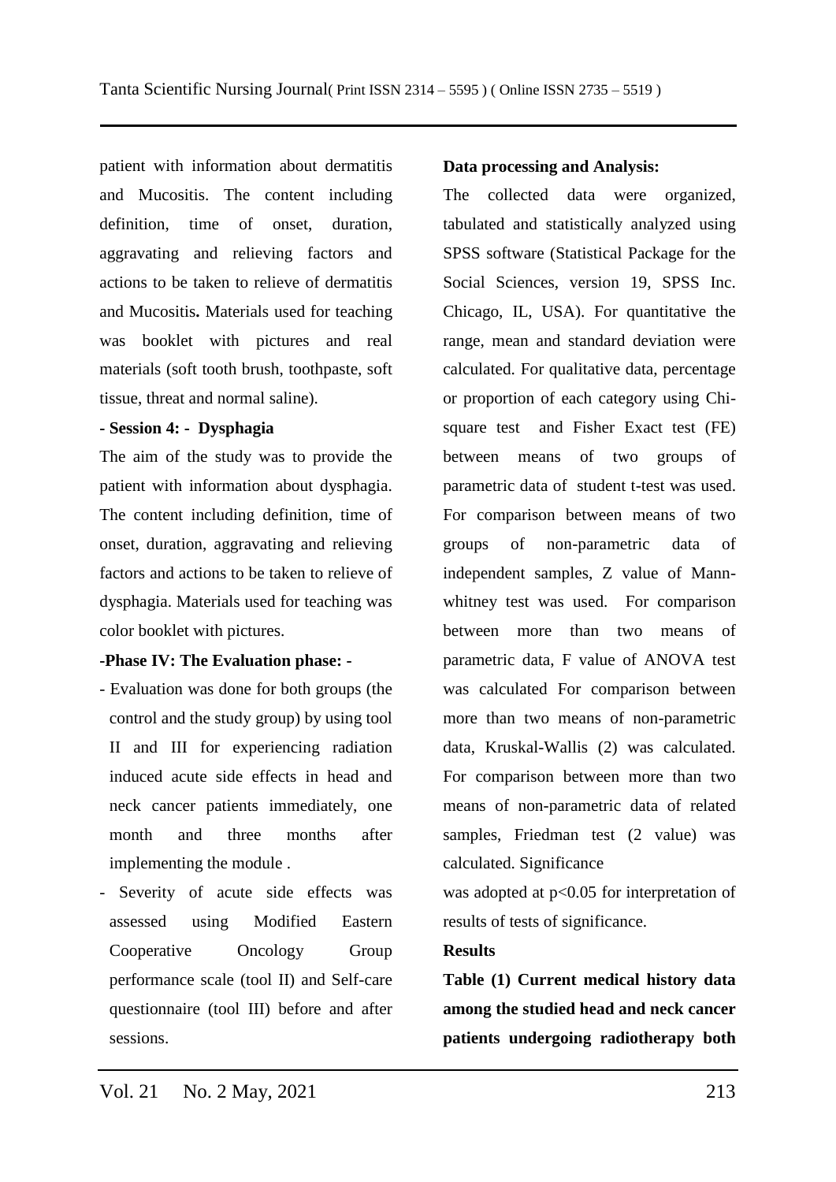patient with information about dermatitis and Mucositis. The content including definition, time of onset, duration, aggravating and relieving factors and actions to be taken to relieve of dermatitis and Mucositis**.** Materials used for teaching was booklet with pictures and real materials (soft tooth brush, toothpaste, soft tissue, threat and normal saline).

**- Session 4: - Dysphagia**

The aim of the study was to provide the patient with information about dysphagia. The content including definition, time of onset, duration, aggravating and relieving factors and actions to be taken to relieve of dysphagia. Materials used for teaching was color booklet with pictures.

**-Phase IV: The Evaluation phase: -**

- Evaluation was done for both groups (the control and the study group) by using tool II and III for experiencing radiation induced acute side effects in head and neck cancer patients immediately, one month and three months after implementing the module .
- Severity of acute side effects was assessed using Modified Eastern Cooperative Oncology Group performance scale (tool II) and Self-care questionnaire (tool III) before and after sessions.

**Data processing and Analysis:**

The collected data were organized, tabulated and statistically analyzed using SPSS software (Statistical Package for the Social Sciences, version 19, SPSS Inc. Chicago, IL, USA). For quantitative the range, mean and standard deviation were calculated. For qualitative data, percentage or proportion of each category using Chi-square test and Fisher Exact test (FE) between means of two groups of parametric data of student t-test was used. For comparison between means of two groups of non-parametric data of independent samples, Z value of Mann-whitney test was used. For comparison between more than two means of parametric data, F value of ANOVA test was calculated For comparison between more than two means of non-parametric data, Kruskal-Wallis (2) was calculated. For comparison between more than two means of non-parametric data of related samples, Friedman test (2 value) was calculated. Significance

was adopted at $p<0.05$ for interpretation of results of tests of significance.

**Results**

**Table (1) Current medical history data among the studied head and neck cancer patients undergoing radiotherapy both**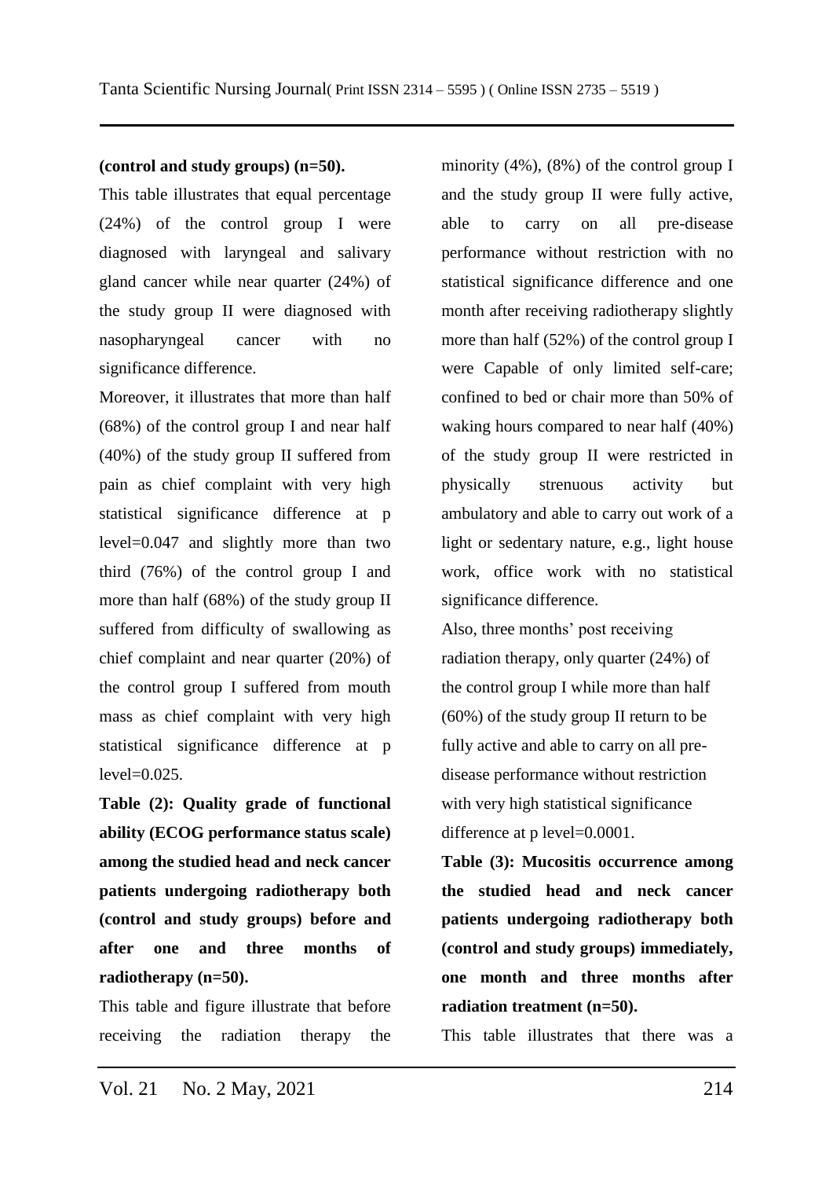**(control and study groups) (n=50).**

This table illustrates that equal percentage (24%) of the control group I were diagnosed with laryngeal and salivary gland cancer while near quarter (24%) of the study group II were diagnosed with nasopharyngeal cancer with no significance difference.

Moreover, it illustrates that more than half (68%) of the control group I and near half (40%) of the study group II suffered from pain as chief complaint with very high statistical significance difference at p level=0.047 and slightly more than two third (76%) of the control group I and more than half (68%) of the study group II suffered from difficulty of swallowing as chief complaint and near quarter (20%) of the control group I suffered from mouth mass as chief complaint with very high statistical significance difference at p level=0.025.

**Table (2): Quality grade of functional ability (ECOG performance status scale) among the studied head and neck cancer patients undergoing radiotherapy both (control and study groups) before and after one and three months of radiotherapy (n=50).**

This table and figure illustrate that before receiving the radiation therapy the minority (4%), (8%) of the control group I and the study group II were fully active, able to carry on all pre-disease performance without restriction with no statistical significance difference and one month after receiving radiotherapy slightly more than half (52%) of the control group I were Capable of only limited self-care; confined to bed or chair more than 50% of waking hours compared to near half (40%) of the study group II were restricted in physically strenuous activity but ambulatory and able to carry out work of a light or sedentary nature, e.g., light house work, office work with no statistical significance difference.

Also, three months' post receiving radiation therapy, only quarter (24%) of the control group I while more than half (60%) of the study group II return to be fully active and able to carry on all pre-disease performance without restriction with very high statistical significance difference at p level=0.0001.

**Table (3): Mucositis occurrence among the studied head and neck cancer patients undergoing radiotherapy both (control and study groups) immediately, one month and three months after radiation treatment (n=50).**

This table illustrates that there was a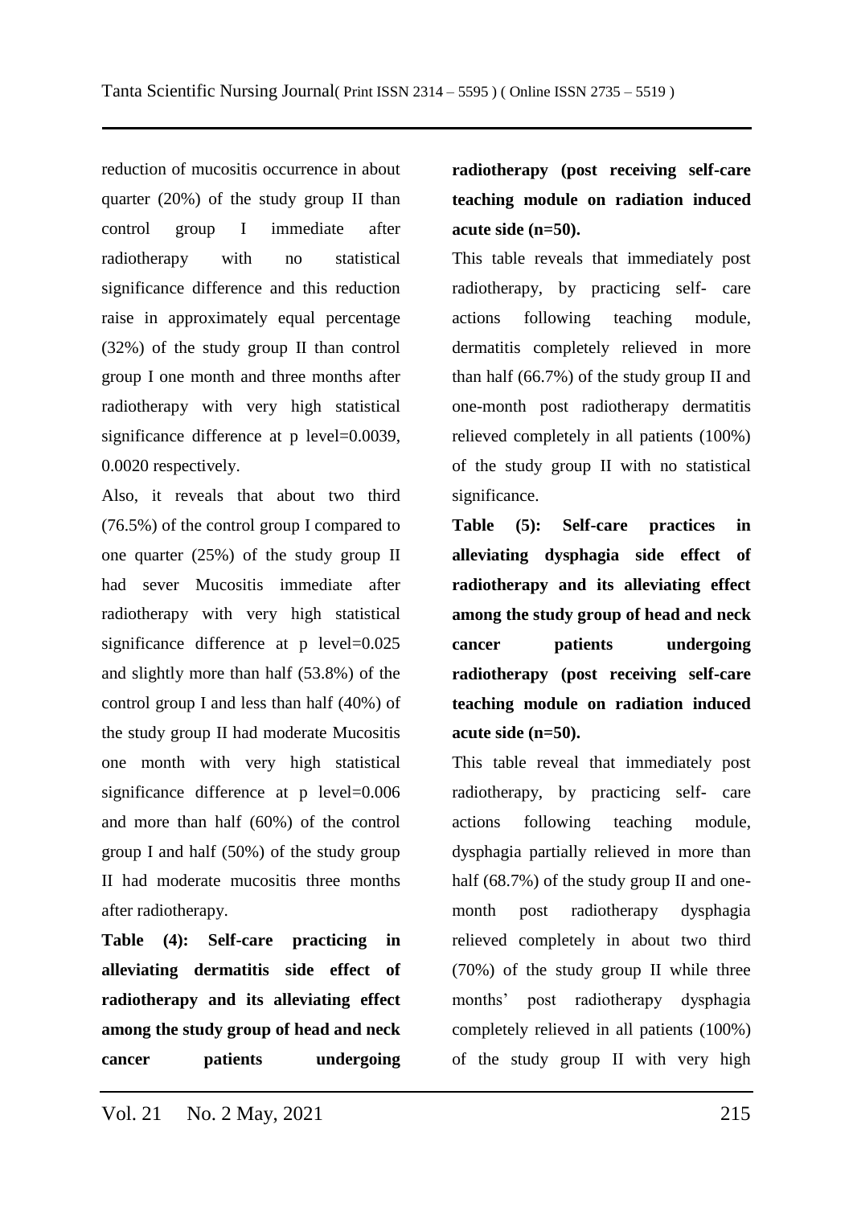reduction of mucositis occurrence in about quarter (20%) of the study group II than control group I immediate after radiotherapy with no statistical significance difference and this reduction raise in approximately equal percentage (32%) of the study group II than control group I one month and three months after radiotherapy with very high statistical significance difference at p level=0.0039, 0.0020 respectively.

Also, it reveals that about two third (76.5%) of the control group I compared to one quarter (25%) of the study group II had sever Mucositis immediate after radiotherapy with very high statistical significance difference at p level=0.025 and slightly more than half (53.8%) of the control group I and less than half (40%) of the study group II had moderate Mucositis one month with very high statistical significance difference at p level=0.006 and more than half (60%) of the control group I and half (50%) of the study group II had moderate mucositis three months after radiotherapy.

**Table (4): Self-care practicing in alleviating dermatitis side effect of radiotherapy and its alleviating effect among the study group of head and neck cancer patients undergoing radiotherapy (post receiving self-care teaching module on radiation induced acute side (n=50).**

This table reveals that immediately post radiotherapy, by practicing self- care actions following teaching module, dermatitis completely relieved in more than half (66.7%) of the study group II and one-month post radiotherapy dermatitis relieved completely in all patients (100%) of the study group II with no statistical significance.

**Table (5): Self-care practices in alleviating dysphagia side effect of radiotherapy and its alleviating effect among the study group of head and neck cancer patients undergoing radiotherapy (post receiving self-care teaching module on radiation induced acute side (n=50).**

This table reveal that immediately post radiotherapy, by practicing self- care actions following teaching module, dysphagia partially relieved in more than half (68.7%) of the study group II and one-month post radiotherapy dysphagia relieved completely in about two third (70%) of the study group II while three months' post radiotherapy dysphagia completely relieved in all patients (100%) of the study group II with very high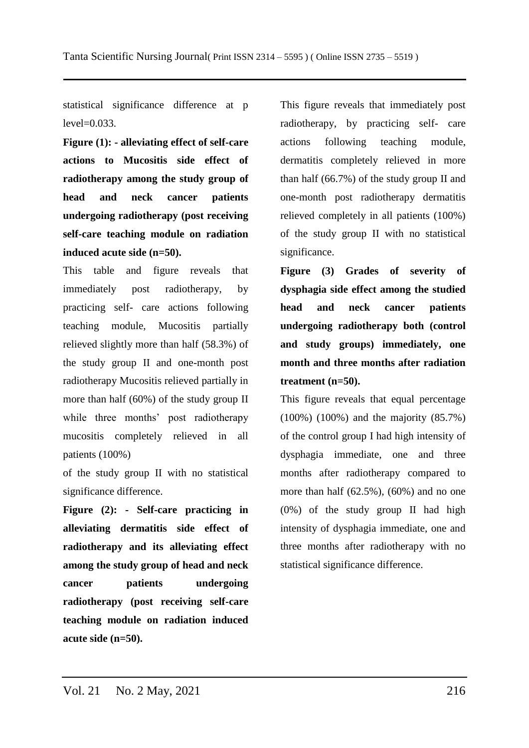statistical significance difference at p level=0.033.

**Figure (1): - alleviating effect of self-care actions to Mucositis side effect of radiotherapy among the study group of head and neck cancer patients undergoing radiotherapy (post receiving self-care teaching module on radiation induced acute side (n=50).**

This table and figure reveals that immediately post radiotherapy, by practicing self- care actions following teaching module, Mucositis partially relieved slightly more than half (58.3%) of the study group II and one-month post radiotherapy Mucositis relieved partially in more than half (60%) of the study group II while three months' post radiotherapy mucositis completely relieved in all patients (100%)

of the study group II with no statistical significance difference.

**Figure (2): - Self-care practicing in alleviating dermatitis side effect of radiotherapy and its alleviating effect among the study group of head and neck cancer patients undergoing radiotherapy (post receiving self-care teaching module on radiation induced acute side (n=50).**

This figure reveals that immediately post radiotherapy, by practicing self- care actions following teaching module, dermatitis completely relieved in more than half (66.7%) of the study group II and one-month post radiotherapy dermatitis relieved completely in all patients (100%) of the study group II with no statistical significance.

**Figure (3) Grades of severity of dysphagia side effect among the studied head and neck cancer patients undergoing radiotherapy both (control and study groups) immediately, one month and three months after radiation treatment (n=50).**

This figure reveals that equal percentage (100%) (100%) and the majority (85.7%) of the control group I had high intensity of dysphagia immediate, one and three months after radiotherapy compared to more than half (62.5%), (60%) and no one (0%) of the study group II had high intensity of dysphagia immediate, one and three months after radiotherapy with no statistical significance difference.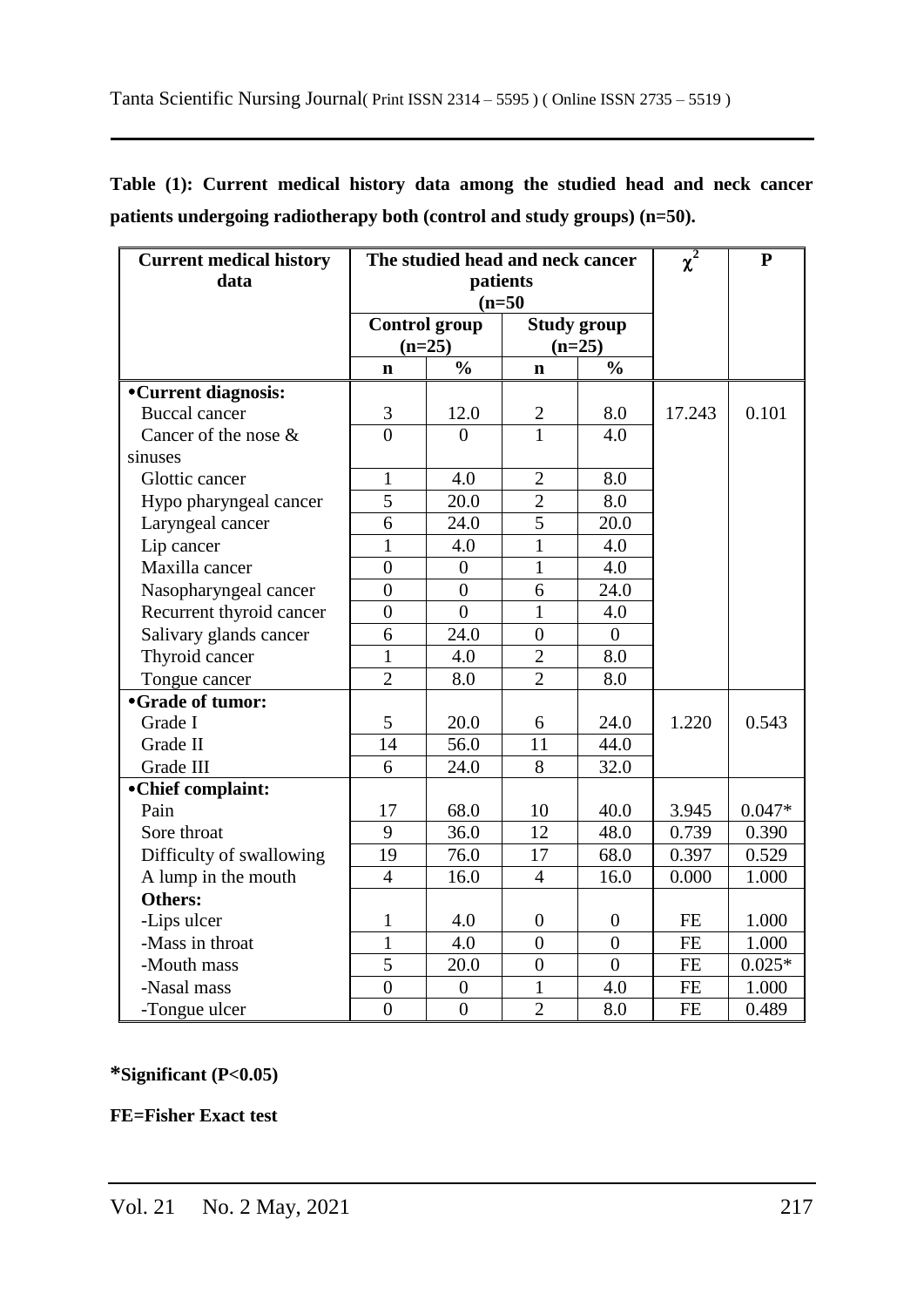**Table (1): Current medical history data among the studied head and neck cancer patients undergoing radiotherapy both (control and study groups) (n=50).**

| Current medical history data | The studied head and neck cancer patients (n=50 | | | | $\chi^2$ | P |
|---|---|---|---|---|---|---|
| | Control group (n=25) | | Study group (n=25) | | | |
| | n | % | n | % | | |
| •**Current diagnosis:** | | | | | | |
| Buccal cancer | 3 | 12.0 | 2 | 8.0 | 17.243 | 0.101 |
| Cancer of the nose & sinuses | 0 | 0 | 1 | 4.0 | | |
| Glottic cancer | 1 | 4.0 | 2 | 8.0 | | |
| Hypo pharyngeal cancer | 5 | 20.0 | 2 | 8.0 | | |
| Laryngeal cancer | 6 | 24.0 | 5 | 20.0 | | |
| Lip cancer | 1 | 4.0 | 1 | 4.0 | | |
| Maxilla cancer | 0 | 0 | 1 | 4.0 | | |
| Nasopharyngeal cancer | 0 | 0 | 6 | 24.0 | | |
| Recurrent thyroid cancer | 0 | 0 | 1 | 4.0 | | |
| Salivary glands cancer | 6 | 24.0 | 0 | 0 | | |
| Thyroid cancer | 1 | 4.0 | 2 | 8.0 | | |
| Tongue cancer | 2 | 8.0 | 2 | 8.0 | | |
| •**Grade of tumor:** | | | | | | |
| Grade I | 5 | 20.0 | 6 | 24.0 | 1.220 | 0.543 |
| Grade II | 14 | 56.0 | 11 | 44.0 | | |
| Grade III | 6 | 24.0 | 8 | 32.0 | | |
| •**Chief complaint:** | | | | | | |
| Pain | 17 | 68.0 | 10 | 40.0 | 3.945 | 0.047* |
| Sore throat | 9 | 36.0 | 12 | 48.0 | 0.739 | 0.390 |
| Difficulty of swallowing | 19 | 76.0 | 17 | 68.0 | 0.397 | 0.529 |
| A lump in the mouth | 4 | 16.0 | 4 | 16.0 | 0.000 | 1.000 |
| **Others:** | | | | | | |
| -Lips ulcer | 1 | 4.0 | 0 | 0 | FE | 1.000 |
| -Mass in throat | 1 | 4.0 | 0 | 0 | FE | 1.000 |
| -Mouth mass | 5 | 20.0 | 0 | 0 | FE | 0.025* |
| -Nasal mass | 0 | 0 | 1 | 4.0 | FE | 1.000 |
| -Tongue ulcer | 0 | 0 | 2 | 8.0 | FE | 0.489 |

**\*Significant (P<0.05)**

**FE=Fisher Exact test**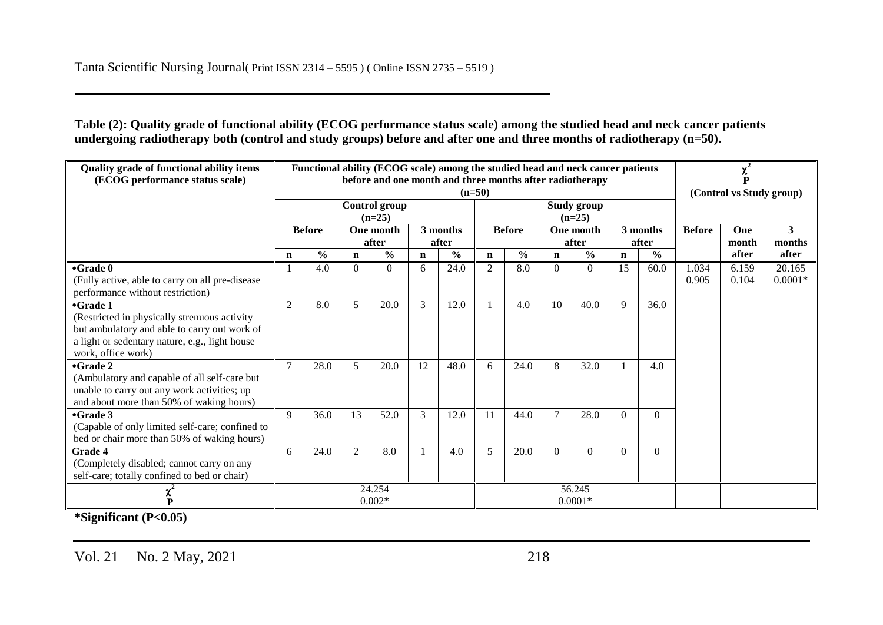**Table (2): Quality grade of functional ability (ECOG performance status scale) among the studied head and neck cancer patients undergoing radiotherapy both (control and study groups) before and after one and three months of radiotherapy (n=50).**

| Quality grade of functional ability items (ECOG performance status scale) | Functional ability (ECOG scale) among the studied head and neck cancer patients before and one month and three months after radiotherapy (n=50) | | | | | | | | | | | | $\chi^2$ P (Control vs Study group) | | |
|---|---|---|---|---|---|---|---|---|---|---|---|---|---|---|---|
| | Control group (n=25) | | | | | | Study group (n=25) | | | | | | | | |
| | Before | | One month after | | 3 months after | | Before | | One month after | | 3 months after | | Before | One month after | 3 months after |
| | n | % | n | % | n | % | n | % | n | % | n | % | | | |
| •Grade 0 (Fully active, able to carry on all pre-disease performance without restriction) | 1 | 4.0 | 0 | 0 | 6 | 24.0 | 2 | 8.0 | 0 | 0 | 15 | 60.0 | 1.034 0.905 | 6.159 0.104 | 20.165 0.0001* |
| •Grade 1 (Restricted in physically strenuous activity but ambulatory and able to carry out work of a light or sedentary nature, e.g., light house work, office work) | 2 | 8.0 | 5 | 20.0 | 3 | 12.0 | 1 | 4.0 | 10 | 40.0 | 9 | 36.0 | | | |
| •Grade 2 (Ambulatory and capable of all self-care but unable to carry out any work activities; up and about more than 50% of waking hours) | 7 | 28.0 | 5 | 20.0 | 12 | 48.0 | 6 | 24.0 | 8 | 32.0 | 1 | 4.0 | | | |
| •Grade 3 (Capable of only limited self-care; confined to bed or chair more than 50% of waking hours) | 9 | 36.0 | 13 | 52.0 | 3 | 12.0 | 11 | 44.0 | 7 | 28.0 | 0 | 0 | | | |
| Grade 4 (Completely disabled; cannot carry on any self-care; totally confined to bed or chair) | 6 | 24.0 | 2 | 8.0 | 1 | 4.0 | 5 | 20.0 | 0 | 0 | 0 | 0 | | | |
| $\chi^2$ P | 24.254 0.002* | | | | | | 56.245 0.0001* | | | | | | | | |

**\*Significant (P<0.05)**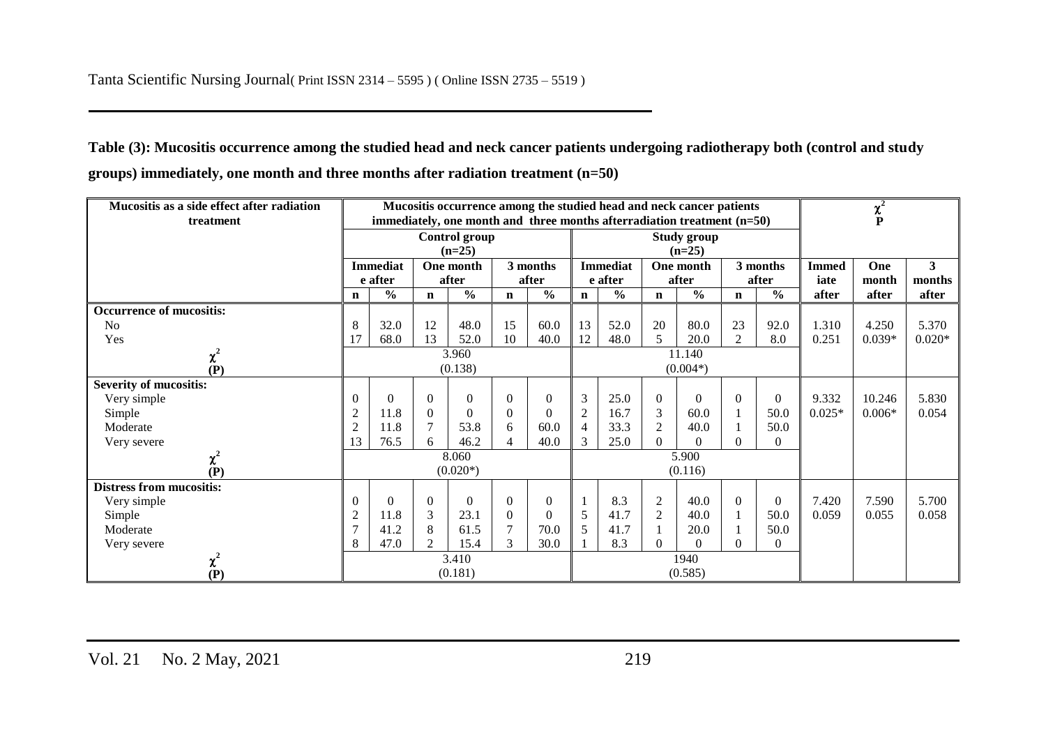**Table (3): Mucositis occurrence among the studied head and neck cancer patients undergoing radiotherapy both (control and study groups) immediately, one month and three months after radiation treatment (n=50)**

| Mucositis as a side effect after radiation treatment | Mucositis occurrence among the studied head and neck cancer patients immediately, one month and three months afterradiation treatment (n=50) | | | | | | | | | | | | $\chi^2$ P | | |
|---|---|---|---|---|---|---|---|---|---|---|---|---|---|---|---|
| | Control group (n=25) | | | | | | Study group (n=25) | | | | | | | | |
| | Immediate after | | One month after | | 3 months after | | Immediate after | | One month after | | 3 months after | | Immediate after | One month after | 3 months after |
| | n | % | n | % | n | % | n | % | n | % | n | % | | | |
| **Occurrence of mucositis:** | | | | | | | | | | | | | | | |
| No | 8 | 32.0 | 12 | 48.0 | 15 | 60.0 | 13 | 52.0 | 20 | 80.0 | 23 | 92.0 | 1.310 | 4.250 | 5.370 |
| Yes | 17 | 68.0 | 13 | 52.0 | 10 | 40.0 | 12 | 48.0 | 5 | 20.0 | 2 | 8.0 | 0.251 | 0.039* | 0.020* |
| $\chi^2$ (P) | 3.960 (0.138) | | | | | | 11.140 (0.004*) | | | | | | | | |
| **Severity of mucositis:** | | | | | | | | | | | | | | | |
| Very simple | 0 | 0 | 0 | 0 | 0 | 0 | 3 | 25.0 | 0 | 0 | 0 | 0 | 9.332 | 10.246 | 5.830 |
| Simple | 2 | 11.8 | 0 | 0 | 0 | 0 | 2 | 16.7 | 3 | 60.0 | 1 | 50.0 | 0.025* | 0.006* | 0.054 |
| Moderate | 2 | 11.8 | 7 | 53.8 | 6 | 60.0 | 4 | 33.3 | 2 | 40.0 | 1 | 50.0 | | | |
| Very severe | 13 | 76.5 | 6 | 46.2 | 4 | 40.0 | 3 | 25.0 | 0 | 0 | 0 | 0 | | | |
| $\chi^2$ (P) | 8.060 (0.020*) | | | | | | 5.900 (0.116) | | | | | | | | |
| **Distress from mucositis:** | | | | | | | | | | | | | | | |
| Very simple | 0 | 0 | 0 | 0 | 0 | 0 | 1 | 8.3 | 2 | 40.0 | 0 | 0 | 7.420 | 7.590 | 5.700 |
| Simple | 2 | 11.8 | 3 | 23.1 | 0 | 0 | 5 | 41.7 | 2 | 40.0 | 1 | 50.0 | 0.059 | 0.055 | 0.058 |
| Moderate | 7 | 41.2 | 8 | 61.5 | 7 | 70.0 | 5 | 41.7 | 1 | 20.0 | 1 | 50.0 | | | |
| Very severe | 8 | 47.0 | 2 | 15.4 | 3 | 30.0 | 1 | 8.3 | 0 | 0 | 0 | 0 | | | |
| $\chi^2$ (P) | 3.410 (0.181) | | | | | | 1940 (0.585) | | | | | | | | |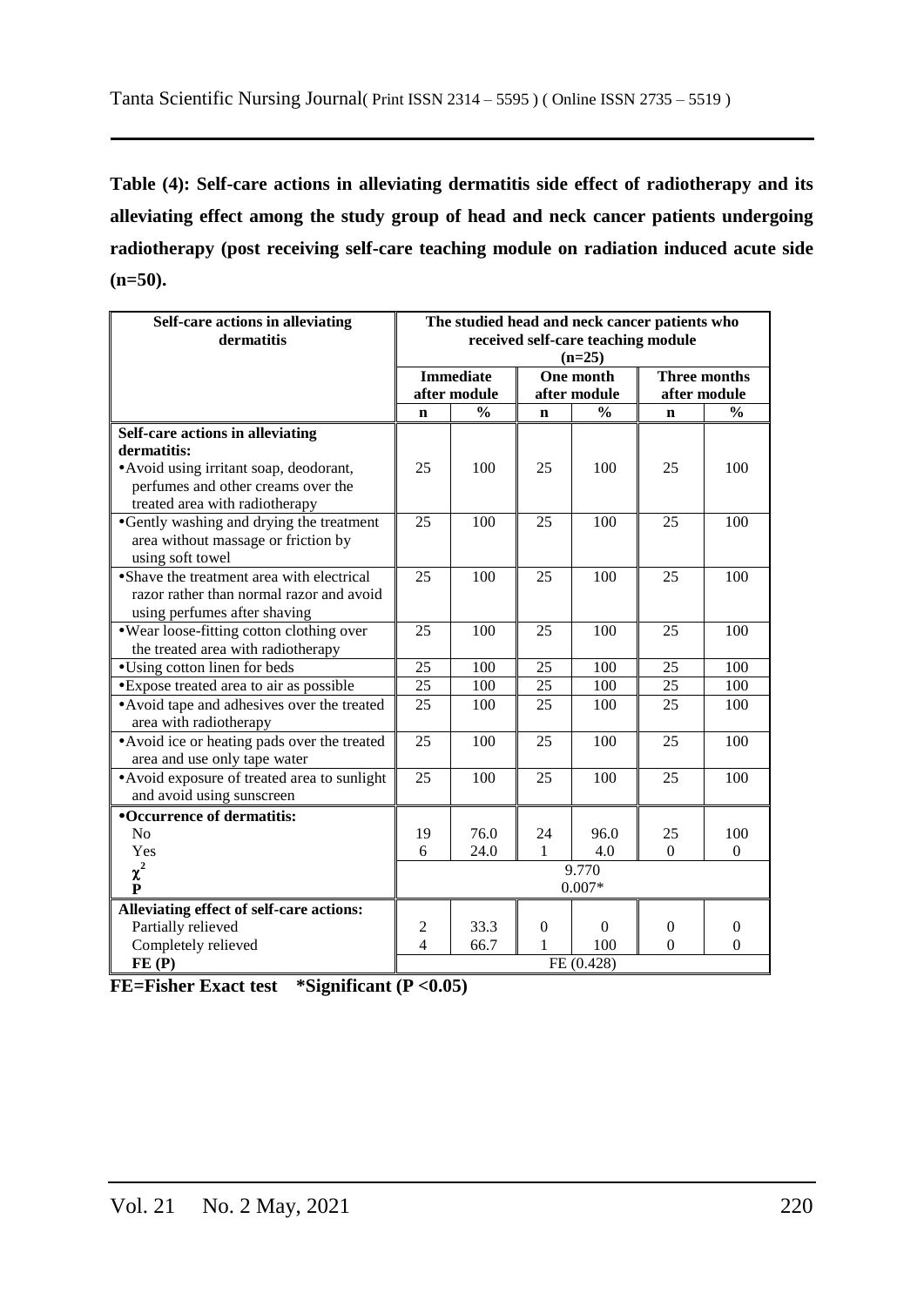**Table (4): Self-care actions in alleviating dermatitis side effect of radiotherapy and its alleviating effect among the study group of head and neck cancer patients undergoing radiotherapy (post receiving self-care teaching module on radiation induced acute side (n=50).**

| Self-care actions in alleviating dermatitis | The studied head and neck cancer patients who received self-care teaching module (n=25) | | | | | |
|---|---|---|---|---|---|---|
| | Immediate after module | | One month after module | | Three months after module | |
| | n | % | n | % | n | % |
| **Self-care actions in alleviating dermatitis:** | | | | | | |
| • Avoid using irritant soap, deodorant, perfumes and other creams over the treated area with radiotherapy | 25 | 100 | 25 | 100 | 25 | 100 |
| • Gently washing and drying the treatment area without massage or friction by using soft towel | 25 | 100 | 25 | 100 | 25 | 100 |
| • Shave the treatment area with electrical razor rather than normal razor and avoid using perfumes after shaving | 25 | 100 | 25 | 100 | 25 | 100 |
| • Wear loose-fitting cotton clothing over the treated area with radiotherapy | 25 | 100 | 25 | 100 | 25 | 100 |
| • Using cotton linen for beds | 25 | 100 | 25 | 100 | 25 | 100 |
| • Expose treated area to air as possible | 25 | 100 | 25 | 100 | 25 | 100 |
| • Avoid tape and adhesives over the treated area with radiotherapy | 25 | 100 | 25 | 100 | 25 | 100 |
| • Avoid ice or heating pads over the treated area and use only tape water | 25 | 100 | 25 | 100 | 25 | 100 |
| • Avoid exposure of treated area to sunlight and avoid using sunscreen | 25 | 100 | 25 | 100 | 25 | 100 |
| **• Occurrence of dermatitis:** | | | | | | |
| No | 19 | 76.0 | 24 | 96.0 | 25 | 100 |
| Yes | 6 | 24.0 | 1 | 4.0 | 0 | 0 |
| $\chi^2$ / P | 9.770 / 0.007* | | | | | |
| **Alleviating effect of self-care actions:** | | | | | | |
| Partially relieved | 2 | 33.3 | 0 | 0 | 0 | 0 |
| Completely relieved | 4 | 66.7 | 1 | 100 | 0 | 0 |
| **FE (P)** | FE (0.428) | | | | | |

**FE=Fisher Exact test \*Significant (P <0.05)**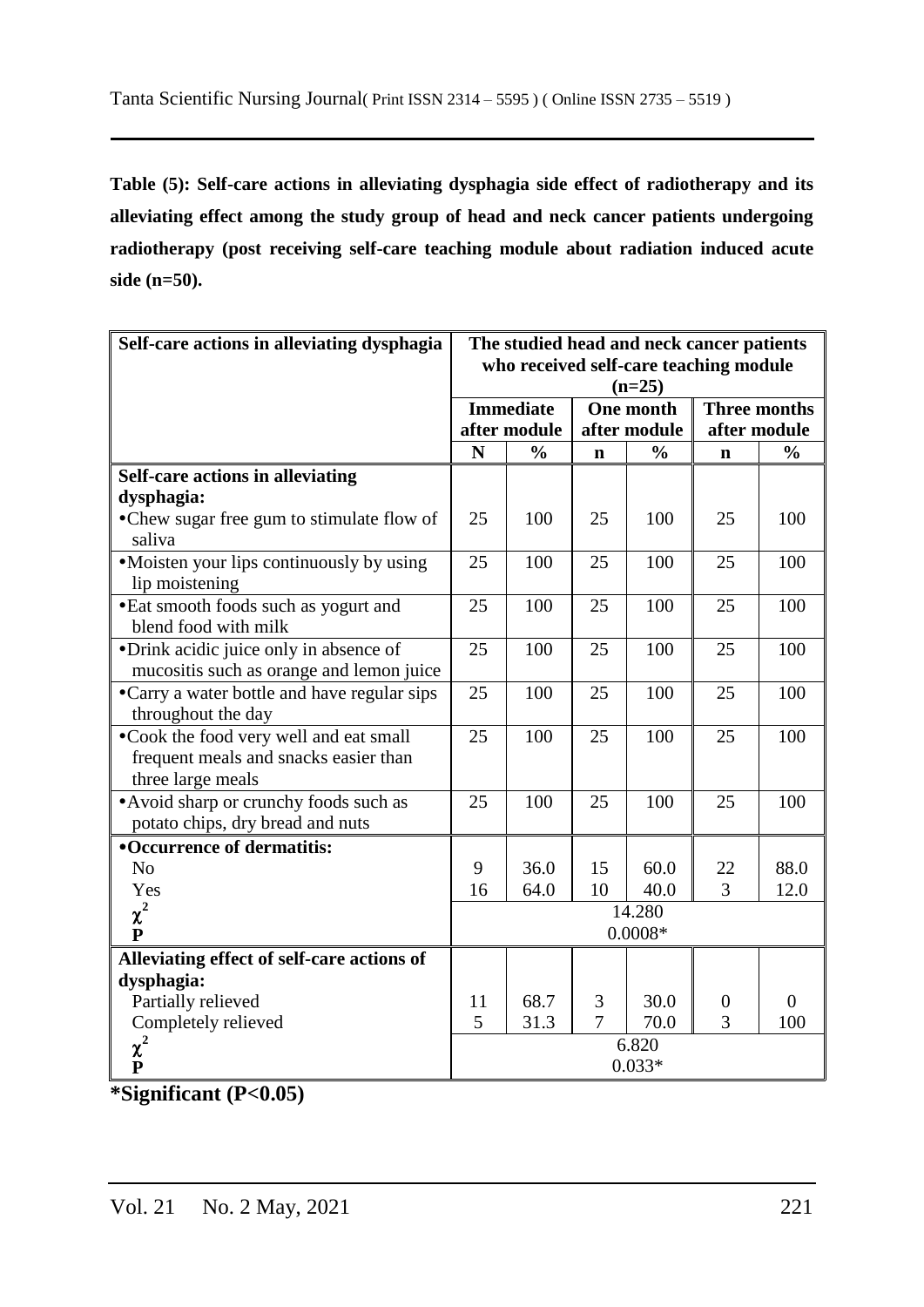**Table (5): Self-care actions in alleviating dysphagia side effect of radiotherapy and its alleviating effect among the study group of head and neck cancer patients undergoing radiotherapy (post receiving self-care teaching module about radiation induced acute side (n=50).**

| Self-care actions in alleviating dysphagia | The studied head and neck cancer patients who received self-care teaching module (n=25) | | | | | |
|---|---|---|---|---|---|---|
| | Immediate after module | | One month after module | | Three months after module | |
| | N | % | n | % | n | % |
| **Self-care actions in alleviating dysphagia:** | | | | | | |
| • Chew sugar free gum to stimulate flow of saliva | 25 | 100 | 25 | 100 | 25 | 100 |
| • Moisten your lips continuously by using lip moistening | 25 | 100 | 25 | 100 | 25 | 100 |
| • Eat smooth foods such as yogurt and blend food with milk | 25 | 100 | 25 | 100 | 25 | 100 |
| • Drink acidic juice only in absence of mucositis such as orange and lemon juice | 25 | 100 | 25 | 100 | 25 | 100 |
| • Carry a water bottle and have regular sips throughout the day | 25 | 100 | 25 | 100 | 25 | 100 |
| • Cook the food very well and eat small frequent meals and snacks easier than three large meals | 25 | 100 | 25 | 100 | 25 | 100 |
| • Avoid sharp or crunchy foods such as potato chips, dry bread and nuts | 25 | 100 | 25 | 100 | 25 | 100 |
| **• Occurrence of dermatitis:** | | | | | | |
| No | 9 | 36.0 | 15 | 60.0 | 22 | 88.0 |
| Yes | 16 | 64.0 | 10 | 40.0 | 3 | 12.0 |
| $\chi^2$ | 14.280 | | | | | |
| **P** | 0.0008* | | | | | |
| **Alleviating effect of self-care actions of dysphagia:** | | | | | | |
| Partially relieved | 11 | 68.7 | 3 | 30.0 | 0 | 0 |
| Completely relieved | 5 | 31.3 | 7 | 70.0 | 3 | 100 |
| $\chi^2$ | 6.820 | | | | | |
| **P** | 0.033* | | | | | |

**\*Significant (P<0.05)**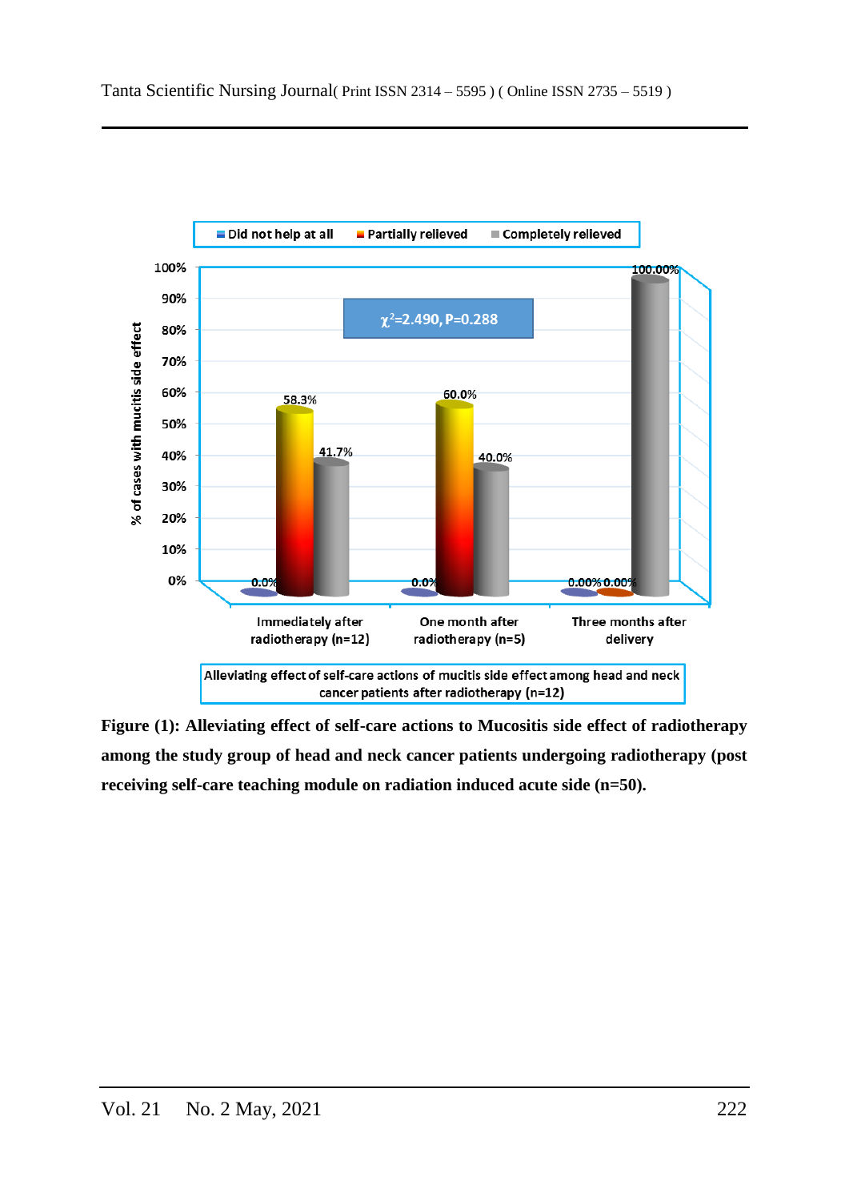Did not help at all
Partially relieved
Completely relieved

% of cases with mucitis side effect

100%
90%
80%
70%
60%
50%
40%
30%
20%
10%
0%

$\chi^2$=2.490, P=0.288

0.0%
58.3%
41.7%
0.0%
60.0%
40.0%
0.00%
0.00%
100.00%

Immediately after radiotherapy (n=12)
One month after radiotherapy (n=5)
Three months after delivery

Alleviating effect of self-care actions of mucitis side effect among head and neck cancer patients after radiotherapy (n=12)

**Figure (1): Alleviating effect of self-care actions to Mucositis side effect of radiotherapy among the study group of head and neck cancer patients undergoing radiotherapy (post receiving self-care teaching module on radiation induced acute side (n=50).**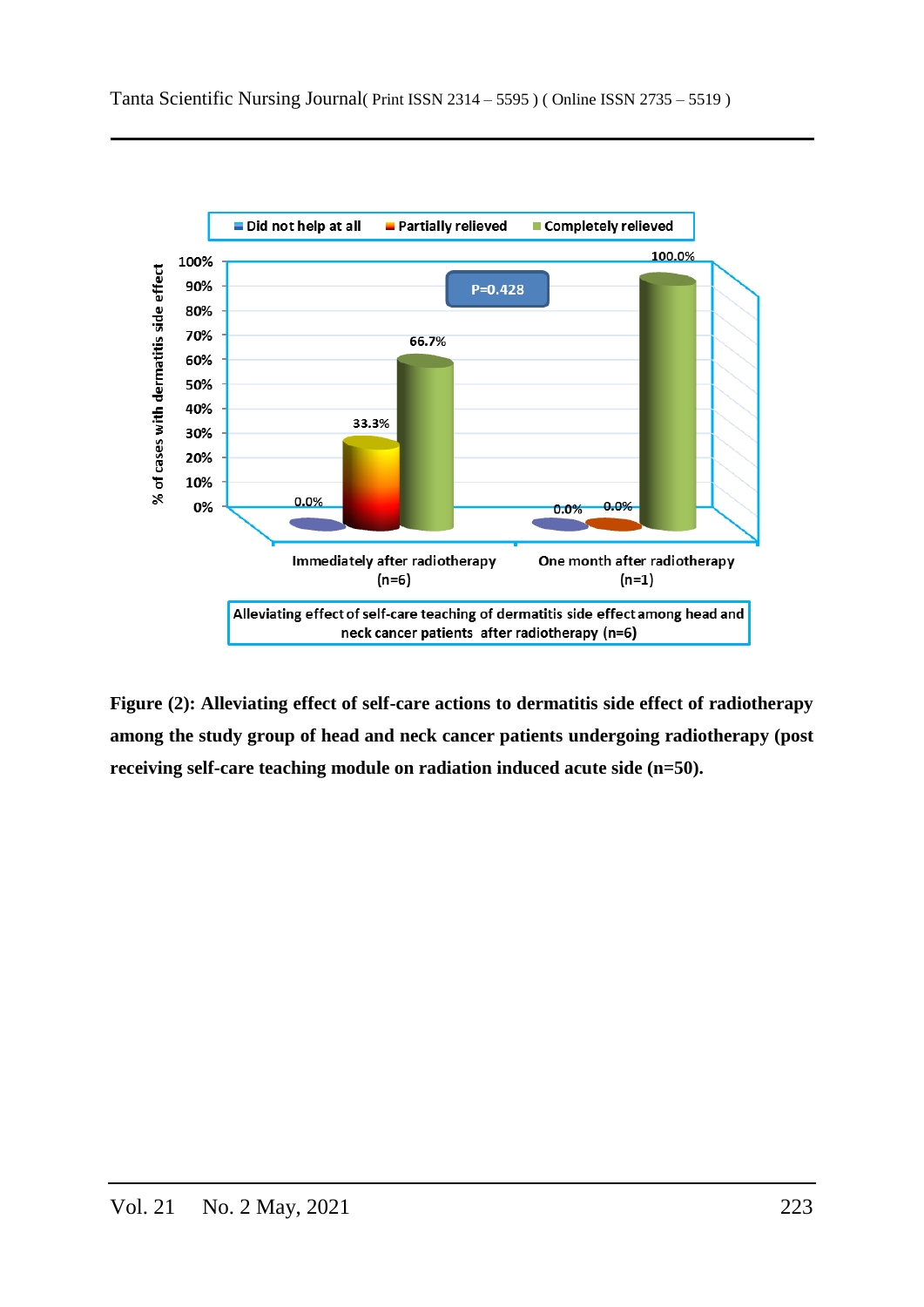Did not help at all
Partially relieved
Completely relieved

% of cases with dermatitis side effect

100%
90%
80%
70%
60%
50%
40%
30%
20%
10%
0%

P=0.428

0.0%
33.3%
66.7%

0.0%
0.0%
100.0%

Immediately after radiotherapy (n=6)

One month after radiotherapy (n=1)

Alleviating effect of self-care teaching of dermatitis side effect among head and neck cancer patients after radiotherapy (n=6)

**Figure (2): Alleviating effect of self-care actions to dermatitis side effect of radiotherapy among the study group of head and neck cancer patients undergoing radiotherapy (post receiving self-care teaching module on radiation induced acute side (n=50).**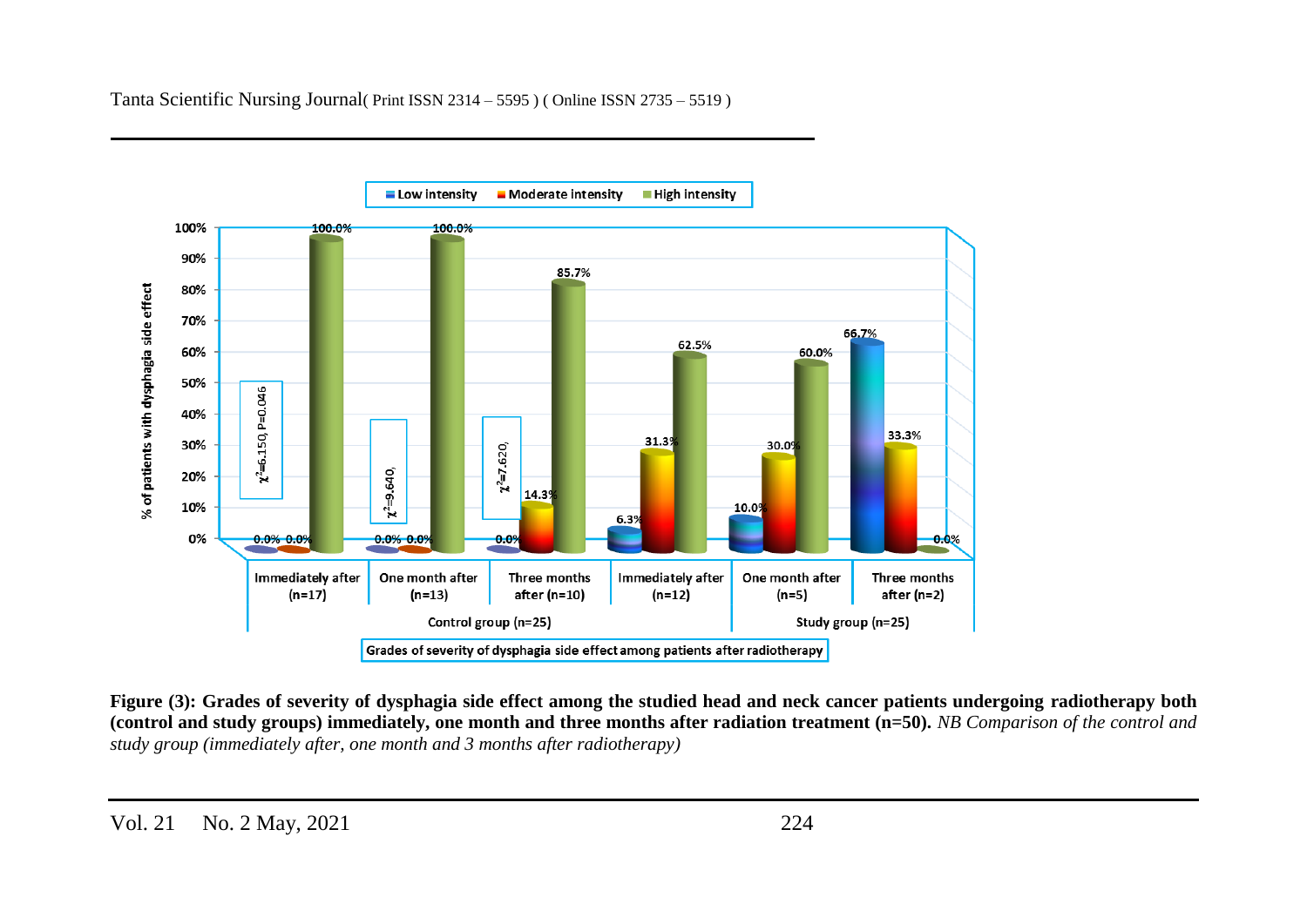Low intensity
Moderate intensity
High intensity

% of patients with dysphagia side effect

100%
90%
80%
70%
60%
50%
40%
30%
20%
10%
0%

$\chi^2$=6.150, P=0.046

$\chi^2$=9.640,

$\chi^2$=7.620,

0.0% 0.0% 100.0%

0.0% 0.0% 100.0%

0.0% 14.3% 85.7%

6.3% 31.3% 62.5%

10.0% 30.0% 60.0%

66.7% 33.3% 0.0%

Immediately after (n=17)
One month after (n=13)
Three months after (n=10)
Immediately after (n=12)
One month after (n=5)
Three months after (n=2)

Control group (n=25)
Study group (n=25)

Grades of severity of dysphagia side effect among patients after radiotherapy

**Figure (3): Grades of severity of dysphagia side effect among the studied head and neck cancer patients undergoing radiotherapy both (control and study groups) immediately, one month and three months after radiation treatment (n=50).** *NB Comparison of the control and study group (immediately after, one month and 3 months after radiotherapy)*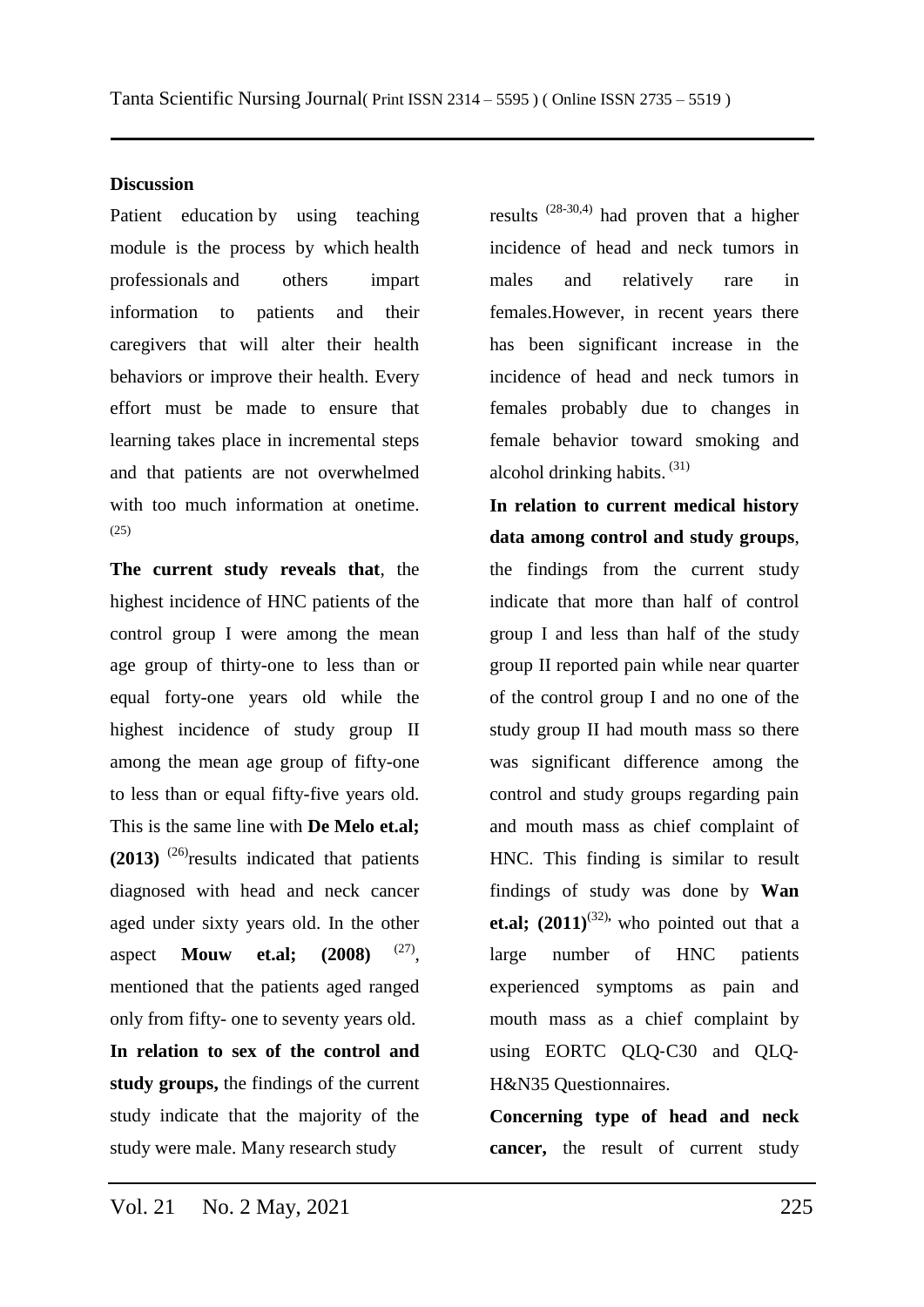## Discussion

Patient education by using teaching module is the process by which health professionals and others impart information to patients and their caregivers that will alter their health behaviors or improve their health. Every effort must be made to ensure that learning takes place in incremental steps and that patients are not overwhelmed with too much information at onetime. [25]

**The current study reveals that**, the highest incidence of HNC patients of the control group I were among the mean age group of thirty-one to less than or equal forty-one years old while the highest incidence of study group II among the mean age group of fifty-one to less than or equal fifty-five years old. This is the same line with **De Melo et.al; (2013)** [26]results indicated that patients diagnosed with head and neck cancer aged under sixty years old. In the other aspect **Mouw et.al; (2008)** [27], mentioned that the patients aged ranged only from fifty- one to seventy years old.

**In relation to sex of the control and study groups,** the findings of the current study indicate that the majority of the study were male. Many research study results [28-30,4] had proven that a higher incidence of head and neck tumors in males and relatively rare in females.However, in recent years there has been significant increase in the incidence of head and neck tumors in females probably due to changes in female behavior toward smoking and alcohol drinking habits. [31]

**In relation to current medical history data among control and study groups**, the findings from the current study indicate that more than half of control group I and less than half of the study group II reported pain while near quarter of the control group I and no one of the study group II had mouth mass so there was significant difference among the control and study groups regarding pain and mouth mass as chief complaint of HNC. This finding is similar to result findings of study was done by **Wan et.al; (2011)**[32], who pointed out that a large number of HNC patients experienced symptoms as pain and mouth mass as a chief complaint by using EORTC QLQ-C30 and QLQ-H&N35 Questionnaires.

**Concerning type of head and neck cancer,** the result of current study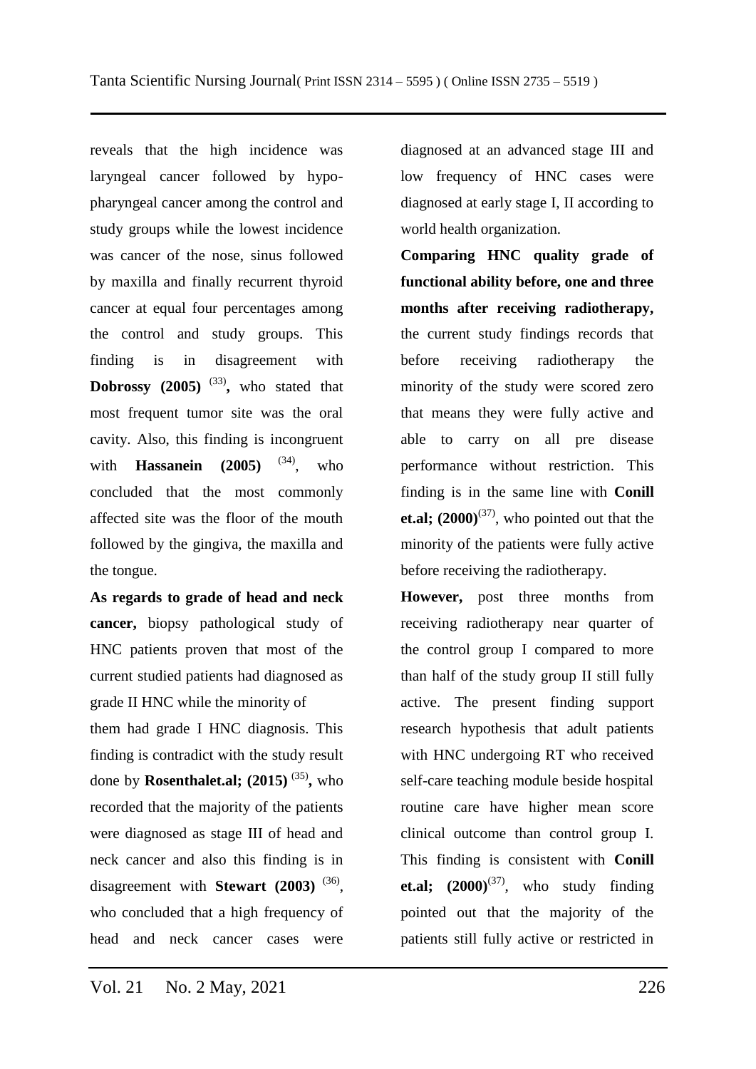reveals that the high incidence was laryngeal cancer followed by hypo-pharyngeal cancer among the control and study groups while the lowest incidence was cancer of the nose, sinus followed by maxilla and finally recurrent thyroid cancer at equal four percentages among the control and study groups. This finding is in disagreement with **Dobrossy (2005)** [(33)]**,** who stated that most frequent tumor site was the oral cavity. Also, this finding is incongruent with **Hassanein (2005)** [(34)], who concluded that the most commonly affected site was the floor of the mouth followed by the gingiva, the maxilla and the tongue.

**As regards to grade of head and neck cancer,** biopsy pathological study of HNC patients proven that most of the current studied patients had diagnosed as grade II HNC while the minority of them had grade I HNC diagnosis. This finding is contradict with the study result done by **Rosenthalet.al; (2015)** [(35)]**,** who recorded that the majority of the patients were diagnosed as stage III of head and neck cancer and also this finding is in disagreement with **Stewart (2003)** [(36)], who concluded that a high frequency of head and neck cancer cases were diagnosed at an advanced stage III and low frequency of HNC cases were diagnosed at early stage I, II according to world health organization.

**Comparing HNC quality grade of functional ability before, one and three months after receiving radiotherapy,** the current study findings records that before receiving radiotherapy the minority of the study were scored zero that means they were fully active and able to carry on all pre disease performance without restriction. This finding is in the same line with **Conill et.al; (2000)**[(37)], who pointed out that the minority of the patients were fully active before receiving the radiotherapy.

**However,** post three months from receiving radiotherapy near quarter of the control group I compared to more than half of the study group II still fully active. The present finding support research hypothesis that adult patients with HNC undergoing RT who received self-care teaching module beside hospital routine care have higher mean score clinical outcome than control group I. This finding is consistent with **Conill et.al; (2000)**[(37)], who study finding pointed out that the majority of the patients still fully active or restricted in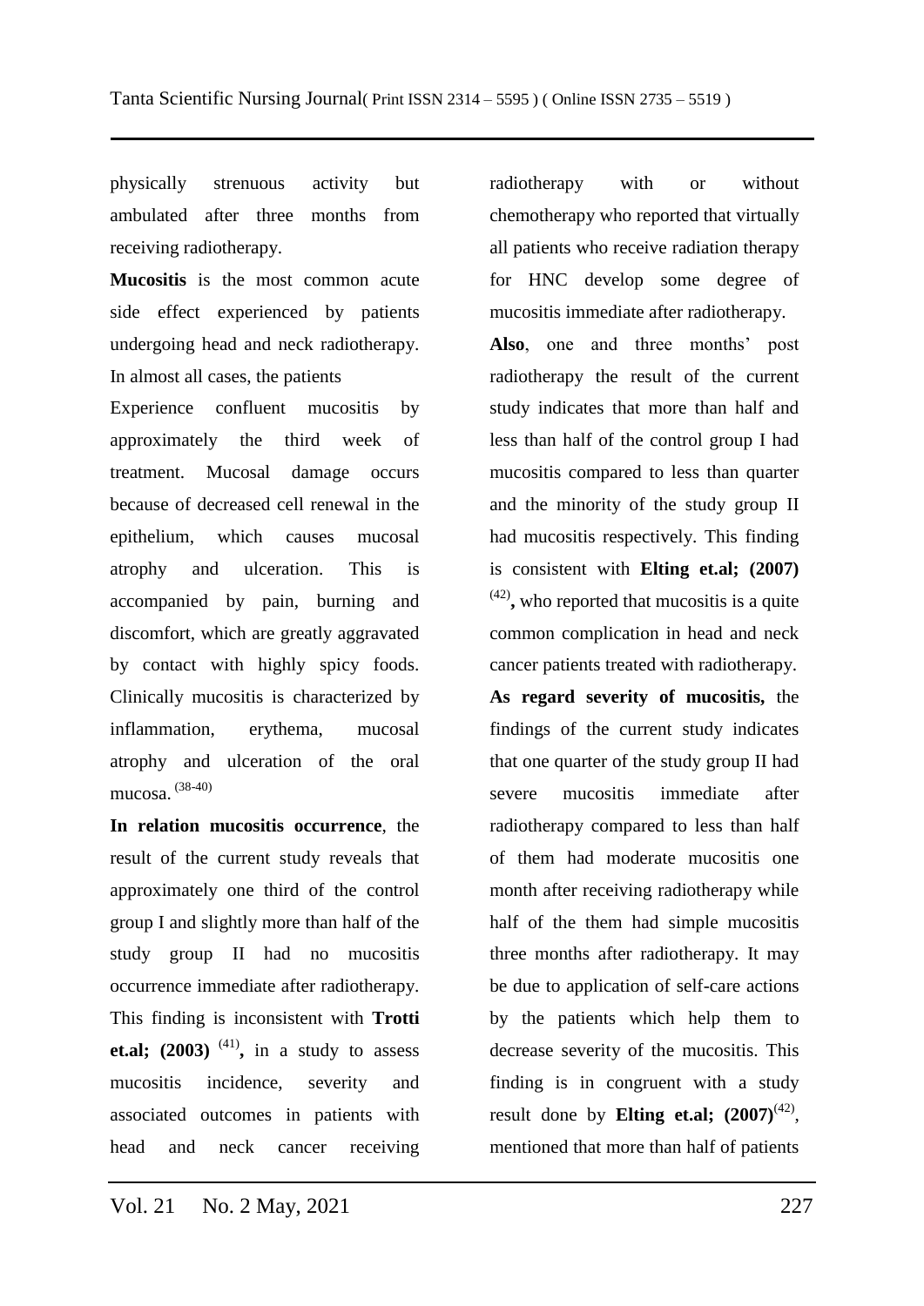physically strenuous activity but ambulated after three months from receiving radiotherapy.

**Mucositis** is the most common acute side effect experienced by patients undergoing head and neck radiotherapy. In almost all cases, the patients Experience confluent mucositis by approximately the third week of treatment. Mucosal damage occurs because of decreased cell renewal in the epithelium, which causes mucosal atrophy and ulceration. This is accompanied by pain, burning and discomfort, which are greatly aggravated by contact with highly spicy foods. Clinically mucositis is characterized by inflammation, erythema, mucosal atrophy and ulceration of the oral mucosa. [38-40]

**In relation mucositis occurrence**, the result of the current study reveals that approximately one third of the control group I and slightly more than half of the study group II had no mucositis occurrence immediate after radiotherapy. This finding is inconsistent with **Trotti et.al; (2003)** [41]**,** in a study to assess mucositis incidence, severity and associated outcomes in patients with head and neck cancer receiving radiotherapy with or without chemotherapy who reported that virtually all patients who receive radiation therapy for HNC develop some degree of mucositis immediate after radiotherapy.

**Also**, one and three months' post radiotherapy the result of the current study indicates that more than half and less than half of the control group I had mucositis compared to less than quarter and the minority of the study group II had mucositis respectively. This finding is consistent with **Elting et.al; (2007)** [42]**,** who reported that mucositis is a quite common complication in head and neck cancer patients treated with radiotherapy.

**As regard severity of mucositis,** the findings of the current study indicates that one quarter of the study group II had severe mucositis immediate after radiotherapy compared to less than half of them had moderate mucositis one month after receiving radiotherapy while half of the them had simple mucositis three months after radiotherapy. It may be due to application of self-care actions by the patients which help them to decrease severity of the mucositis. This finding is in congruent with a study result done by **Elting et.al; (2007)**[42], mentioned that more than half of patients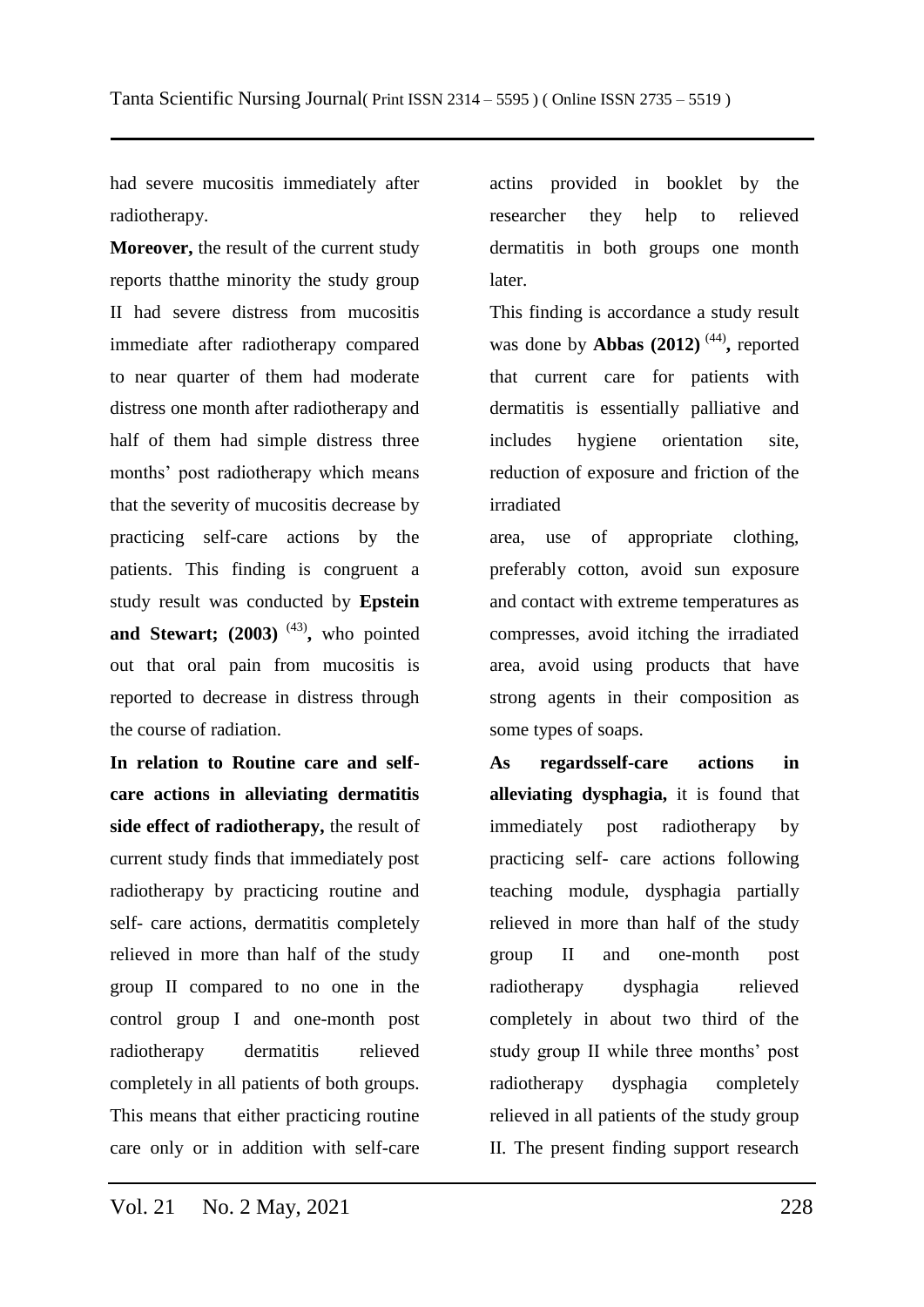had severe mucositis immediately after radiotherapy.

**Moreover,** the result of the current study reports thatthe minority the study group II had severe distress from mucositis immediate after radiotherapy compared to near quarter of them had moderate distress one month after radiotherapy and half of them had simple distress three months' post radiotherapy which means that the severity of mucositis decrease by practicing self-care actions by the patients. This finding is congruent a study result was conducted by **Epstein and Stewart; (2003)** [(43)]**,** who pointed out that oral pain from mucositis is reported to decrease in distress through the course of radiation.

**In relation to Routine care and self-care actions in alleviating dermatitis side effect of radiotherapy,** the result of current study finds that immediately post radiotherapy by practicing routine and self- care actions, dermatitis completely relieved in more than half of the study group II compared to no one in the control group I and one-month post radiotherapy dermatitis relieved completely in all patients of both groups. This means that either practicing routine care only or in addition with self-care actins provided in booklet by the researcher they help to relieved dermatitis in both groups one month later.

This finding is accordance a study result was done by **Abbas (2012)** [(44)]**,** reported that current care for patients with dermatitis is essentially palliative and includes hygiene orientation site, reduction of exposure and friction of the irradiated area, use of appropriate clothing, preferably cotton, avoid sun exposure and contact with extreme temperatures as compresses, avoid itching the irradiated area, avoid using products that have strong agents in their composition as some types of soaps.

**As regardsself-care actions in alleviating dysphagia,** it is found that immediately post radiotherapy by practicing self- care actions following teaching module, dysphagia partially relieved in more than half of the study group II and one-month post radiotherapy dysphagia relieved completely in about two third of the study group II while three months' post radiotherapy dysphagia completely relieved in all patients of the study group II. The present finding support research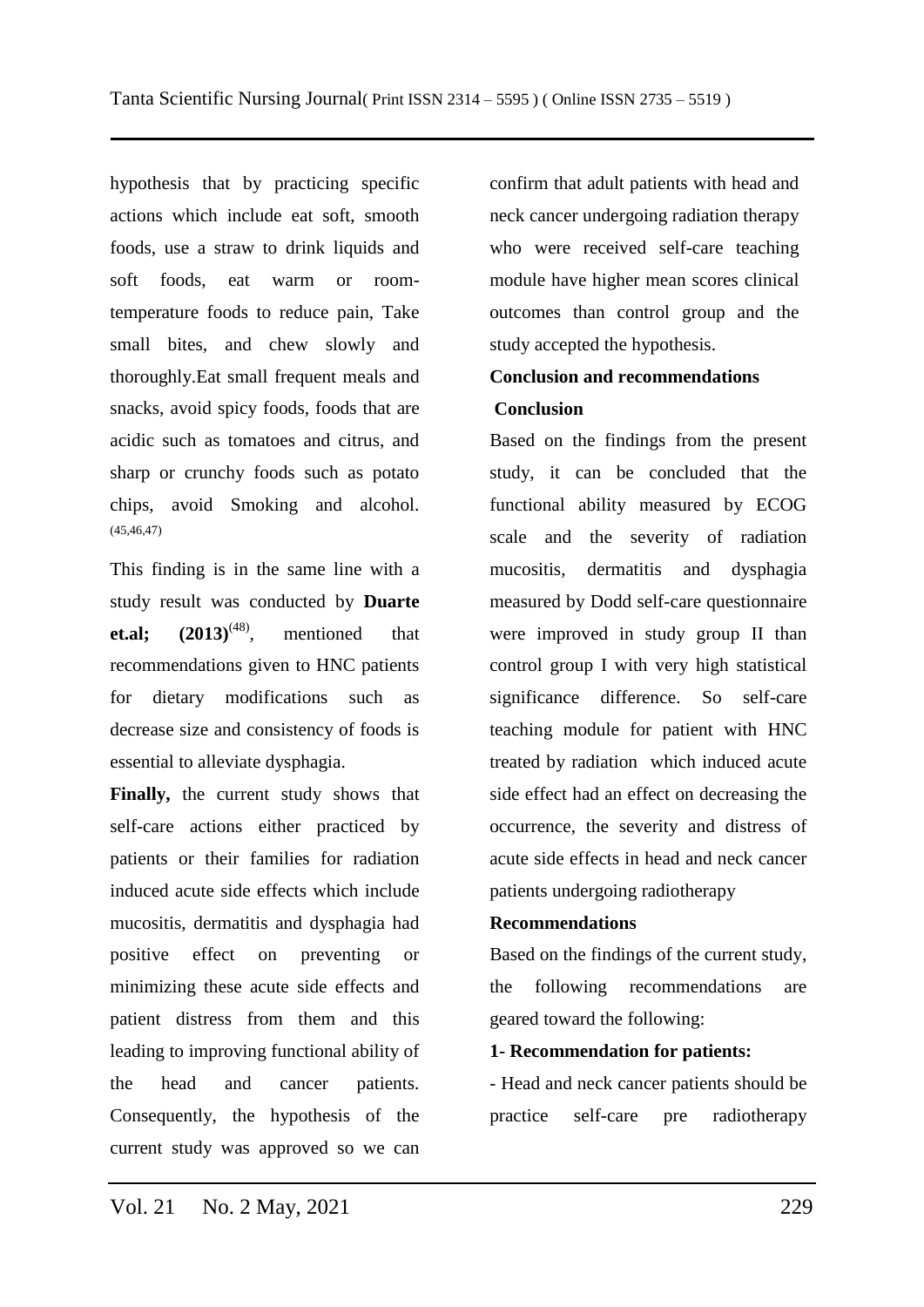hypothesis that by practicing specific actions which include eat soft, smooth foods, use a straw to drink liquids and soft foods, eat warm or room-temperature foods to reduce pain, Take small bites, and chew slowly and thoroughly.Eat small frequent meals and snacks, avoid spicy foods, foods that are acidic such as tomatoes and citrus, and sharp or crunchy foods such as potato chips, avoid Smoking and alcohol. [45,46,47]

This finding is in the same line with a study result was conducted by **Duarte et.al; (2013)**[48], mentioned that recommendations given to HNC patients for dietary modifications such as decrease size and consistency of foods is essential to alleviate dysphagia.

**Finally,** the current study shows that self-care actions either practiced by patients or their families for radiation induced acute side effects which include mucositis, dermatitis and dysphagia had positive effect on preventing or minimizing these acute side effects and patient distress from them and this leading to improving functional ability of the head and cancer patients. Consequently, the hypothesis of the current study was approved so we can confirm that adult patients with head and neck cancer undergoing radiation therapy who were received self-care teaching module have higher mean scores clinical outcomes than control group and the study accepted the hypothesis.

## Conclusion and recommendations

### Conclusion

Based on the findings from the present study, it can be concluded that the functional ability measured by ECOG scale and the severity of radiation mucositis, dermatitis and dysphagia measured by Dodd self-care questionnaire were improved in study group II than control group I with very high statistical significance difference. So self-care teaching module for patient with HNC treated by radiation which induced acute side effect had an effect on decreasing the occurrence, the severity and distress of acute side effects in head and neck cancer patients undergoing radiotherapy

### Recommendations

Based on the findings of the current study, the following recommendations are geared toward the following:

**1- Recommendation for patients:**

- Head and neck cancer patients should be practice self-care pre radiotherapy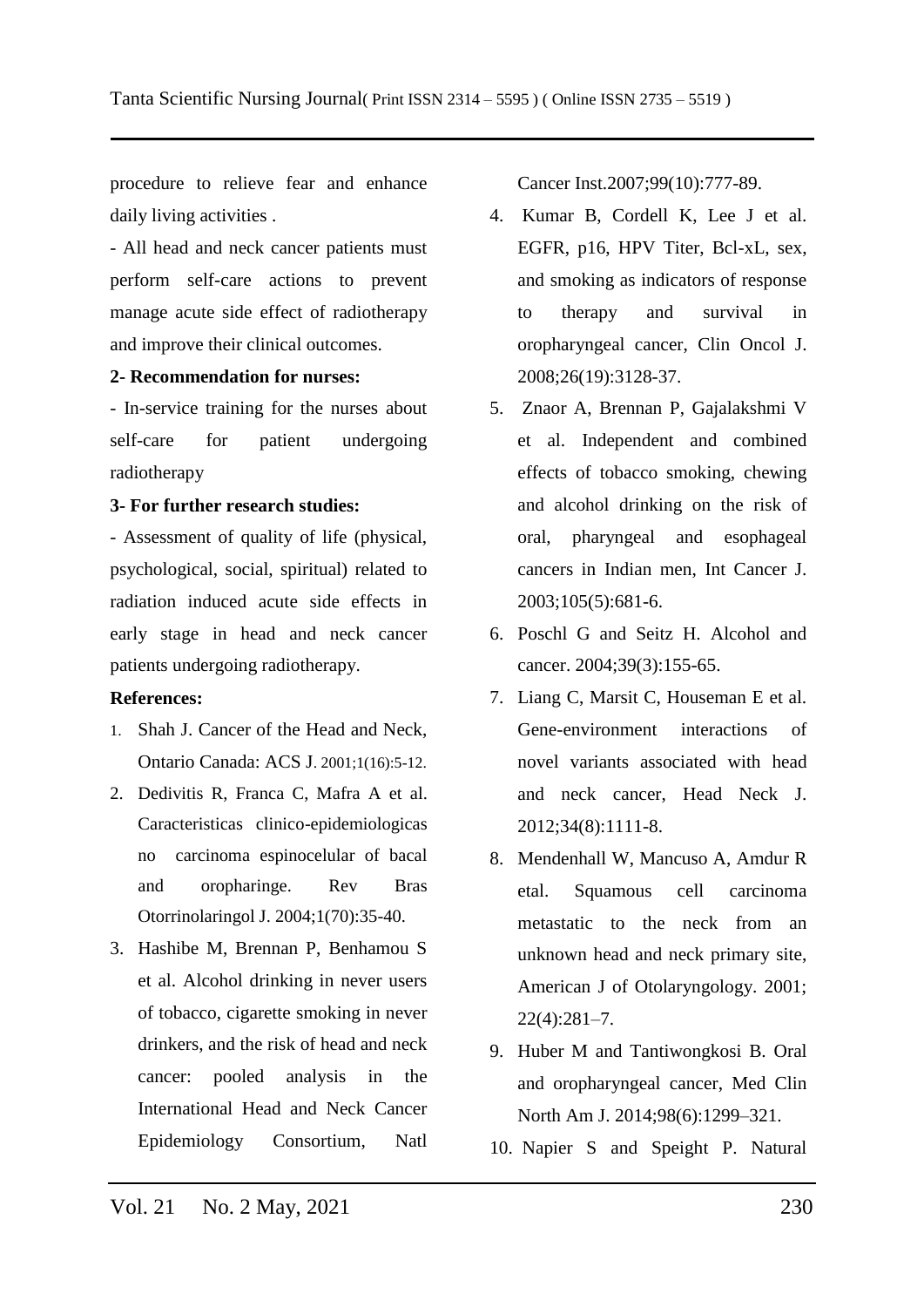procedure to relieve fear and enhance daily living activities .

- All head and neck cancer patients must perform self-care actions to prevent manage acute side effect of radiotherapy and improve their clinical outcomes.

**2- Recommendation for nurses:**

- In-service training for the nurses about self-care for patient undergoing radiotherapy

**3- For further research studies:**

- Assessment of quality of life (physical, psychological, social, spiritual) related to radiation induced acute side effects in early stage in head and neck cancer patients undergoing radiotherapy.

**References:**

1. Shah J. Cancer of the Head and Neck, Ontario Canada: ACS J. 2001;1(16):5-12.
2. Dedivitis R, Franca C, Mafra A et al. Caracteristicas clinico-epidemiologicas no carcinoma espinocelular of bacal and oropharinge. Rev Bras Otorrinolaringol J. 2004;1(70):35-40.
3. Hashibe M, Brennan P, Benhamou S et al. Alcohol drinking in never users of tobacco, cigarette smoking in never drinkers, and the risk of head and neck cancer: pooled analysis in the International Head and Neck Cancer Epidemiology Consortium, Natl Cancer Inst.2007;99(10):777-89.
4. Kumar B, Cordell K, Lee J et al. EGFR, p16, HPV Titer, Bcl-xL, sex, and smoking as indicators of response to therapy and survival in oropharyngeal cancer, Clin Oncol J. 2008;26(19):3128-37.
5. Znaor A, Brennan P, Gajalakshmi V et al. Independent and combined effects of tobacco smoking, chewing and alcohol drinking on the risk of oral, pharyngeal and esophageal cancers in Indian men, Int Cancer J. 2003;105(5):681-6.
6. Poschl G and Seitz H. Alcohol and cancer. 2004;39(3):155-65.
7. Liang C, Marsit C, Houseman E et al. Gene-environment interactions of novel variants associated with head and neck cancer, Head Neck J. 2012;34(8):1111-8.
8. Mendenhall W, Mancuso A, Amdur R etal. Squamous cell carcinoma metastatic to the neck from an unknown head and neck primary site, American J of Otolaryngology. 2001; 22(4):281–7.
9. Huber M and Tantiwongkosi B. Oral and oropharyngeal cancer, Med Clin North Am J. 2014;98(6):1299–321.
10. Napier S and Speight P. Natural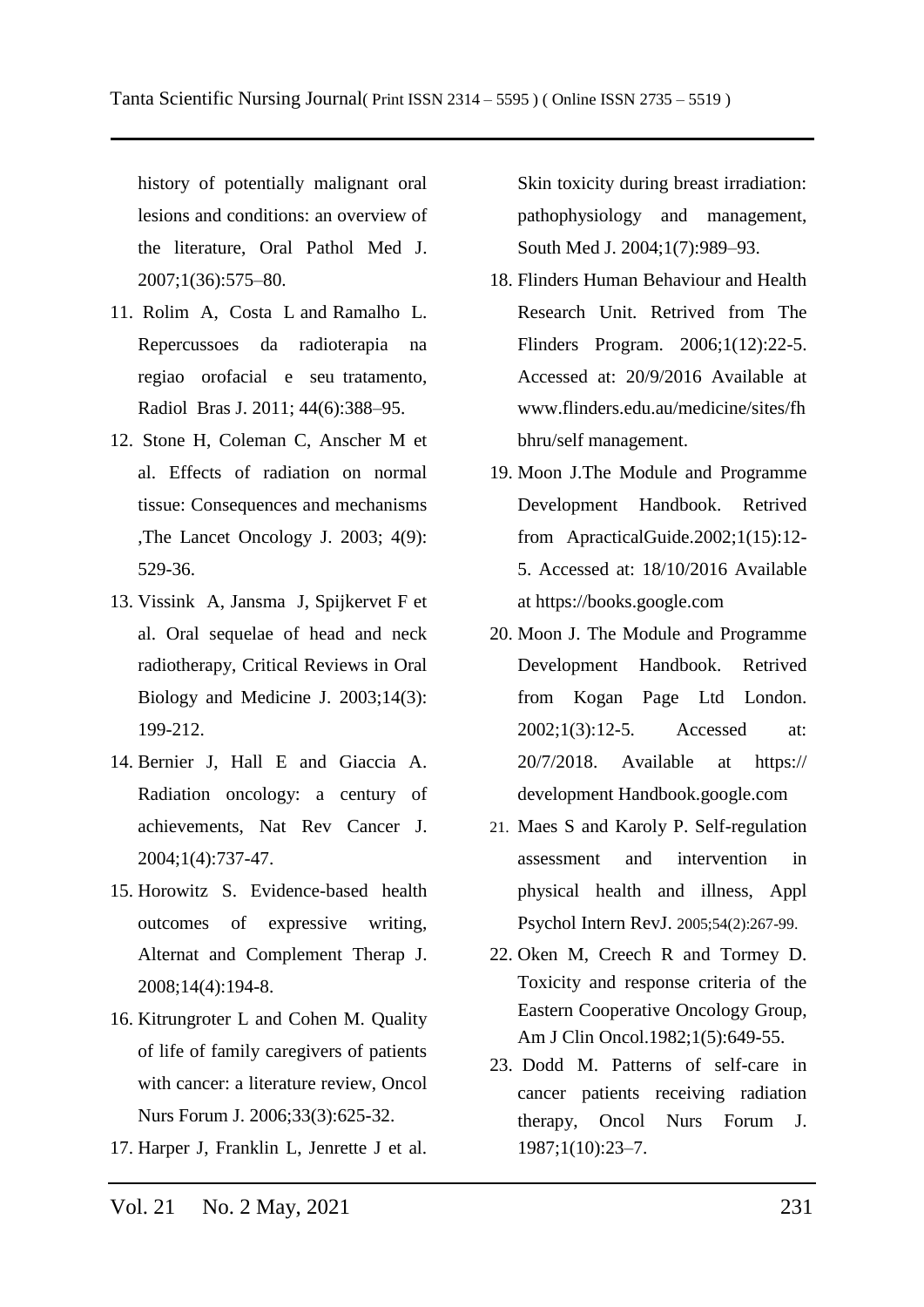history of potentially malignant oral lesions and conditions: an overview of the literature, Oral Pathol Med J. 2007;1(36):575–80.

11. Rolim A, Costa L and Ramalho L. Repercussoes da radioterapia na regiao orofacial e seu tratamento, Radiol Bras J. 2011; 44(6):388–95.
12. Stone H, Coleman C, Anscher M et al. Effects of radiation on normal tissue: Consequences and mechanisms ,The Lancet Oncology J. 2003; 4(9): 529-36.
13. Vissink A, Jansma J, Spijkervet F et al. Oral sequelae of head and neck radiotherapy, Critical Reviews in Oral Biology and Medicine J. 2003;14(3): 199-212.
14. Bernier J, Hall E and Giaccia A. Radiation oncology: a century of achievements, Nat Rev Cancer J. 2004;1(4):737-47.
15. Horowitz S. Evidence-based health outcomes of expressive writing, Alternat and Complement Therap J. 2008;14(4):194-8.
16. Kitrungroter L and Cohen M. Quality of life of family caregivers of patients with cancer: a literature review, Oncol Nurs Forum J. 2006;33(3):625-32.
17. Harper J, Franklin L, Jenrette J et al. Skin toxicity during breast irradiation: pathophysiology and management, South Med J. 2004;1(7):989–93.
18. Flinders Human Behaviour and Health Research Unit. Retrived from The Flinders Program. 2006;1(12):22-5. Accessed at: 20/9/2016 Available at www.flinders.edu.au/medicine/sites/fhbhru/self management.
19. Moon J.The Module and Programme Development Handbook. Retrived from ApracticalGuide.2002;1(15):12-5. Accessed at: 18/10/2016 Available at https://books.google.com
20. Moon J. The Module and Programme Development Handbook. Retrived from Kogan Page Ltd London. 2002;1(3):12-5. Accessed at: 20/7/2018. Available at https:// development Handbook.google.com
21. Maes S and Karoly P. Self-regulation assessment and intervention in physical health and illness, Appl Psychol Intern RevJ. 2005;54(2):267-99.
22. Oken M, Creech R and Tormey D. Toxicity and response criteria of the Eastern Cooperative Oncology Group, Am J Clin Oncol.1982;1(5):649-55.
23. Dodd M. Patterns of self-care in cancer patients receiving radiation therapy, Oncol Nurs Forum J. 1987;1(10):23–7.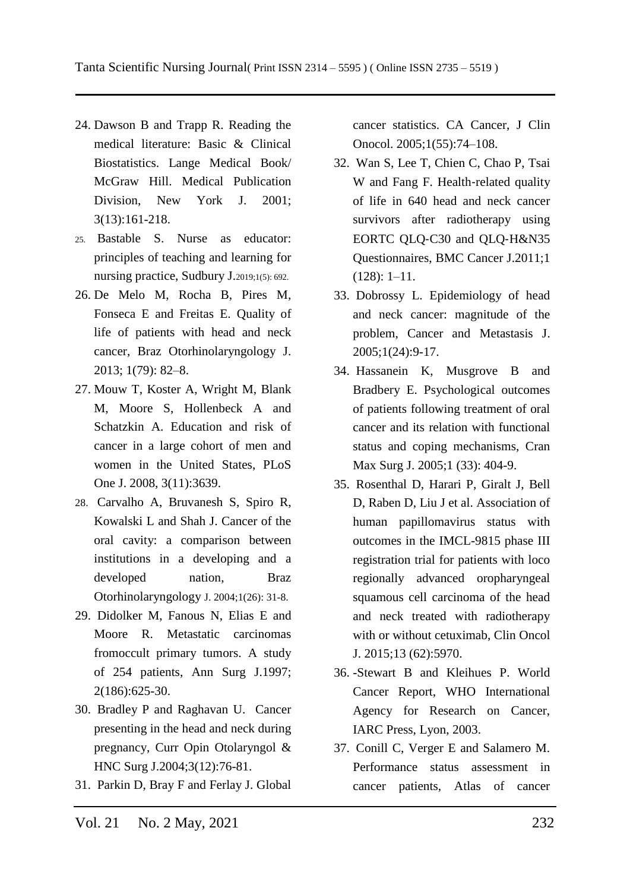24. Dawson B and Trapp R. Reading the medical literature: Basic & Clinical Biostatistics. Lange Medical Book/ McGraw Hill. Medical Publication Division, New York J. 2001; 3(13):161-218.
25. Bastable S. Nurse as educator: principles of teaching and learning for nursing practice, Sudbury J.2019;1(5): 692.
26. De Melo M, Rocha B, Pires M, Fonseca E and Freitas E. Quality of life of patients with head and neck cancer, Braz Otorhinolaryngology J. 2013; 1(79): 82–8.
27. Mouw T, Koster A, Wright M, Blank M, Moore S, Hollenbeck A and Schatzkin A. Education and risk of cancer in a large cohort of men and women in the United States, PLoS One J. 2008, 3(11):3639.
28. Carvalho A, Bruvanesh S, Spiro R, Kowalski L and Shah J. Cancer of the oral cavity: a comparison between institutions in a developing and a developed nation, Braz Otorhinolaryngology J. 2004;1(26): 31-8.
29. Didolker M, Fanous N, Elias E and Moore R. Metastatic carcinomas fromoccult primary tumors. A study of 254 patients, Ann Surg J.1997; 2(186):625-30.
30. Bradley P and Raghavan U. Cancer presenting in the head and neck during pregnancy, Curr Opin Otolaryngol & HNC Surg J.2004;3(12):76-81.
31. Parkin D, Bray F and Ferlay J. Global cancer statistics. CA Cancer, J Clin Onocol. 2005;1(55):74–108.
32. Wan S, Lee T, Chien C, Chao P, Tsai W and Fang F. Health-related quality of life in 640 head and neck cancer survivors after radiotherapy using EORTC QLQ-C30 and QLQ-H&N35 Questionnaires, BMC Cancer J.2011;1 (128): 1–11.
33. Dobrossy L. Epidemiology of head and neck cancer: magnitude of the problem, Cancer and Metastasis J. 2005;1(24):9-17.
34. Hassanein K, Musgrove B and Bradbery E. Psychological outcomes of patients following treatment of oral cancer and its relation with functional status and coping mechanisms, Cran Max Surg J. 2005;1 (33): 404-9.
35. Rosenthal D, Harari P, Giralt J, Bell D, Raben D, Liu J et al. Association of human papillomavirus status with outcomes in the IMCL-9815 phase III registration trial for patients with loco regionally advanced oropharyngeal squamous cell carcinoma of the head and neck treated with radiotherapy with or without cetuximab, Clin Oncol J. 2015;13 (62):5970.
36. -Stewart B and Kleihues P. World Cancer Report, WHO International Agency for Research on Cancer, IARC Press, Lyon, 2003.
37. Conill C, Verger E and Salamero M. Performance status assessment in cancer patients, Atlas of cancer